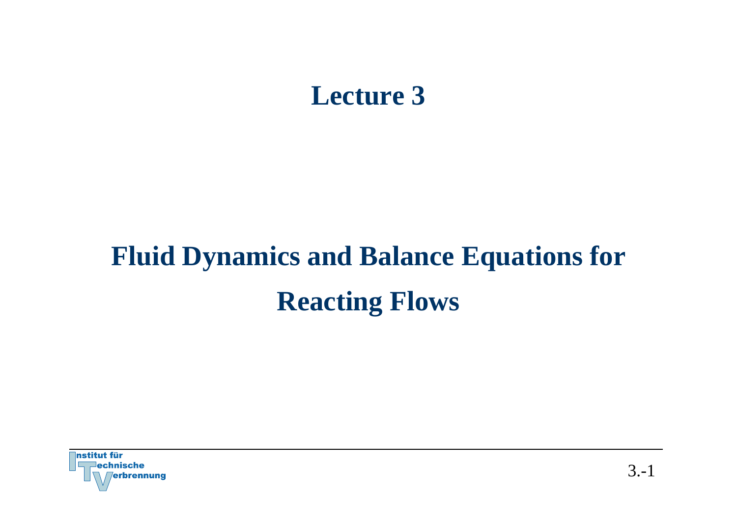# Lecture 3

## Fluid Dynamics and Balance Equations for Reacting Flows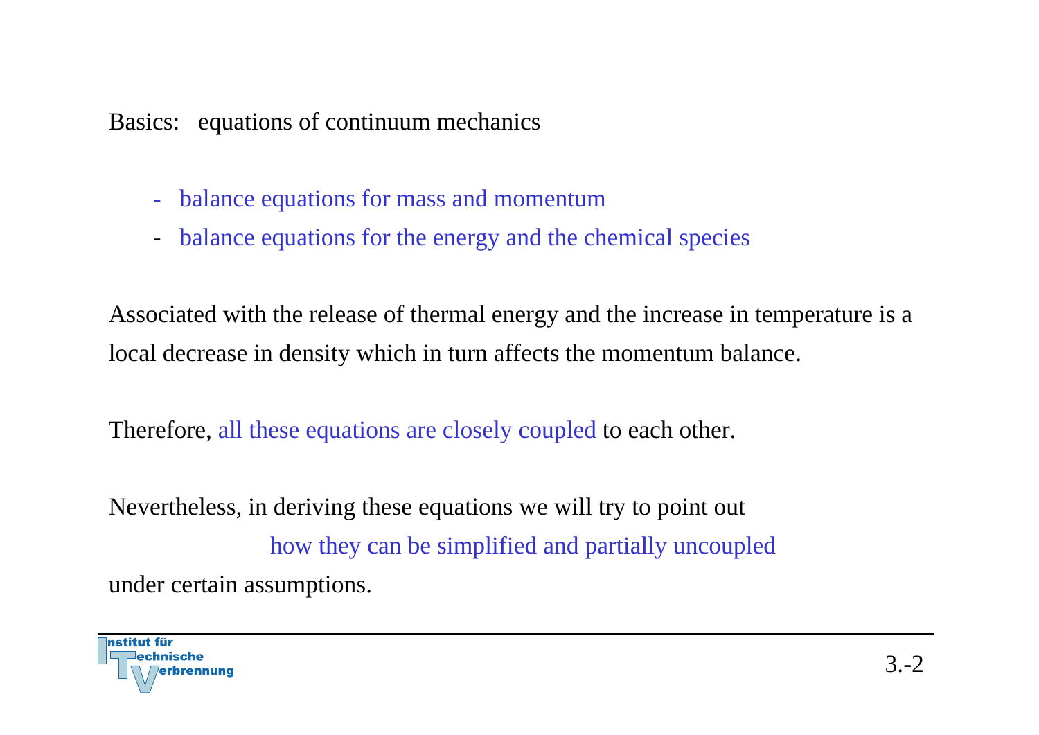Basics: equations of continuum mechanics

- balance equations for mass and momentum
- balance equations for the energy and the chemical species

Associated with the release of thermal energy and the increase in temperature is a local decrease in density which in turn affects the momentum balance.

Therefore, all these equations are closely coupled to each other.

Nevertheless, in deriving these equations we will try to point out

how they can be simplified and partially uncoupled

under certain assumptions.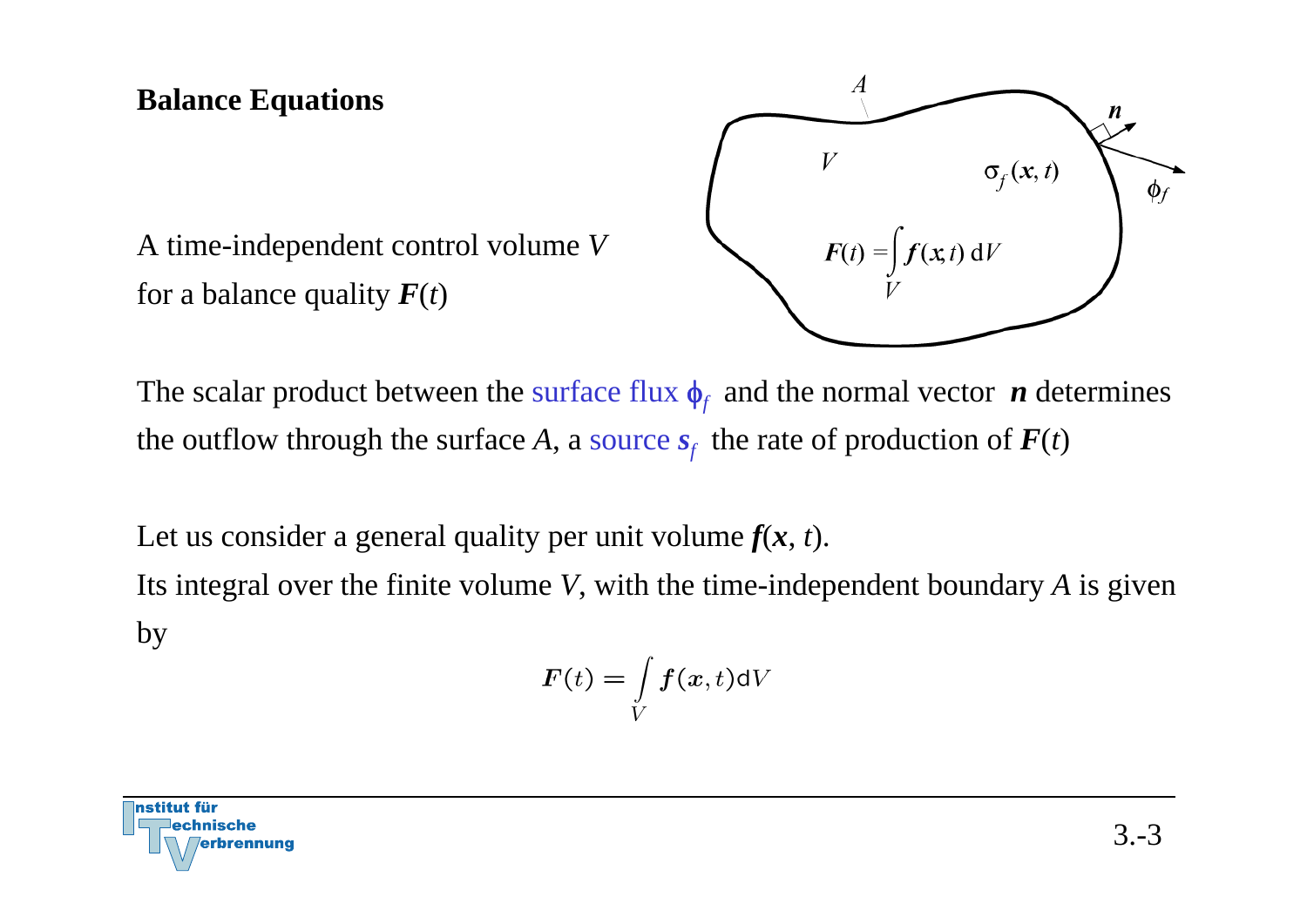## Balance Equations

A time-independent control volume $V$ for a balance quality $\boldsymbol{F}(t)$

The scalar product between the surface flux $\phi_f$ and the normal vector $\boldsymbol{n}$ determines the outflow through the surface $A$, a source $\boldsymbol{s}_f$ the rate of production of $\boldsymbol{F}(t)$

Let us consider a general quality per unit volume $\boldsymbol{f}(\boldsymbol{x}, t)$.

Its integral over the finite volume $V$, with the time-independent boundary $A$ is given by

$$\boldsymbol{F}(t) = \int\limits_V \boldsymbol{f}(\boldsymbol{x}, t) \mathrm{d}V$$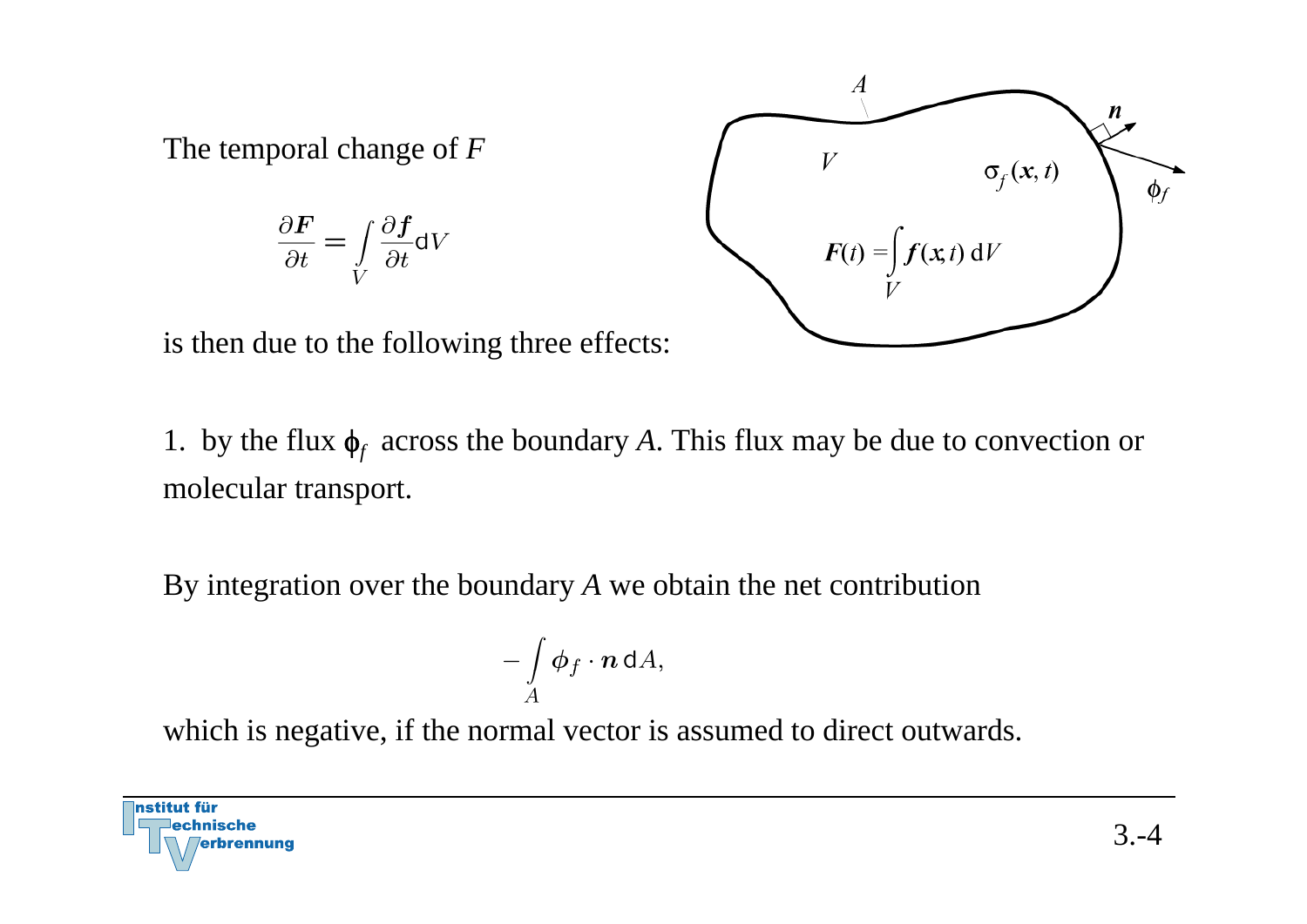The temporal change of $F$

$$\frac{\partial \boldsymbol{F}}{\partial t} = \int\limits_V \frac{\partial \boldsymbol{f}}{\partial t} \mathrm{d}V$$

is then due to the following three effects:

1. by the flux $\phi_f$ across the boundary $A$. This flux may be due to convection or molecular transport.

By integration over the boundary $A$ we obtain the net contribution

$$-\int\limits_A \phi_f \cdot \boldsymbol{n} \, \mathrm{d}A,$$

which is negative, if the normal vector is assumed to direct outwards.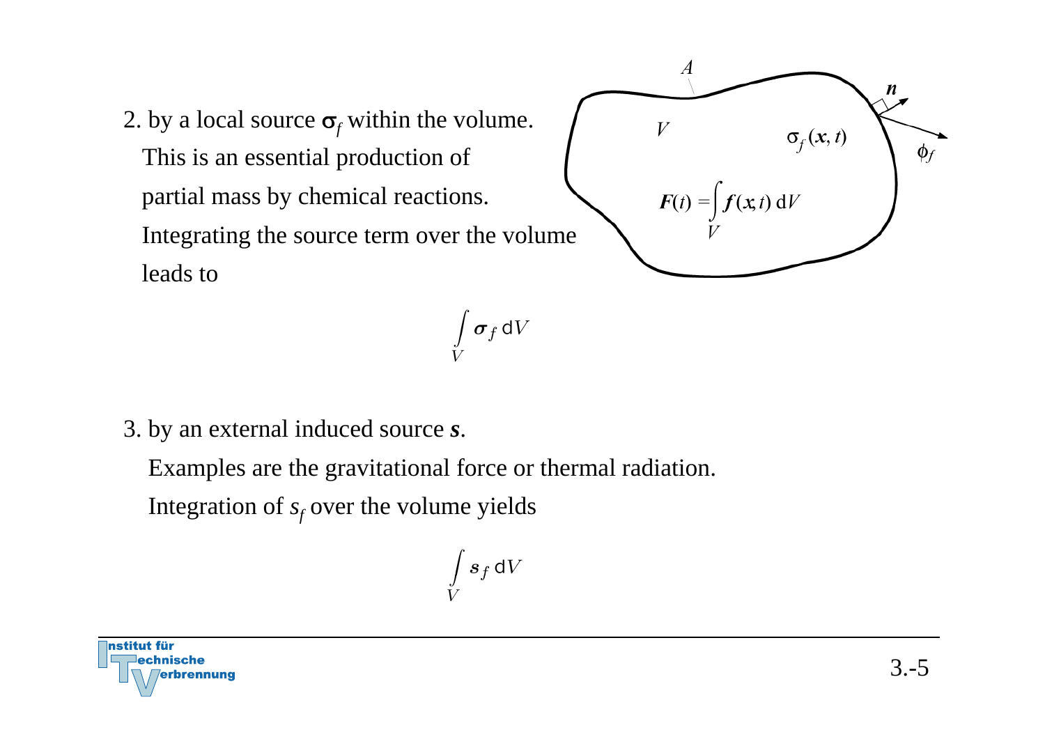2. by a local source $\sigma_f$ within the volume. This is an essential production of partial mass by chemical reactions. Integrating the source term over the volume leads to

$$\int_V \boldsymbol{\sigma}_f \, \mathrm{d}V$$

3. by an external induced source $\boldsymbol{s}$. Examples are the gravitational force or thermal radiation. Integration of $s_f$ over the volume yields

$$\int_V \boldsymbol{s}_f \, \mathrm{d}V$$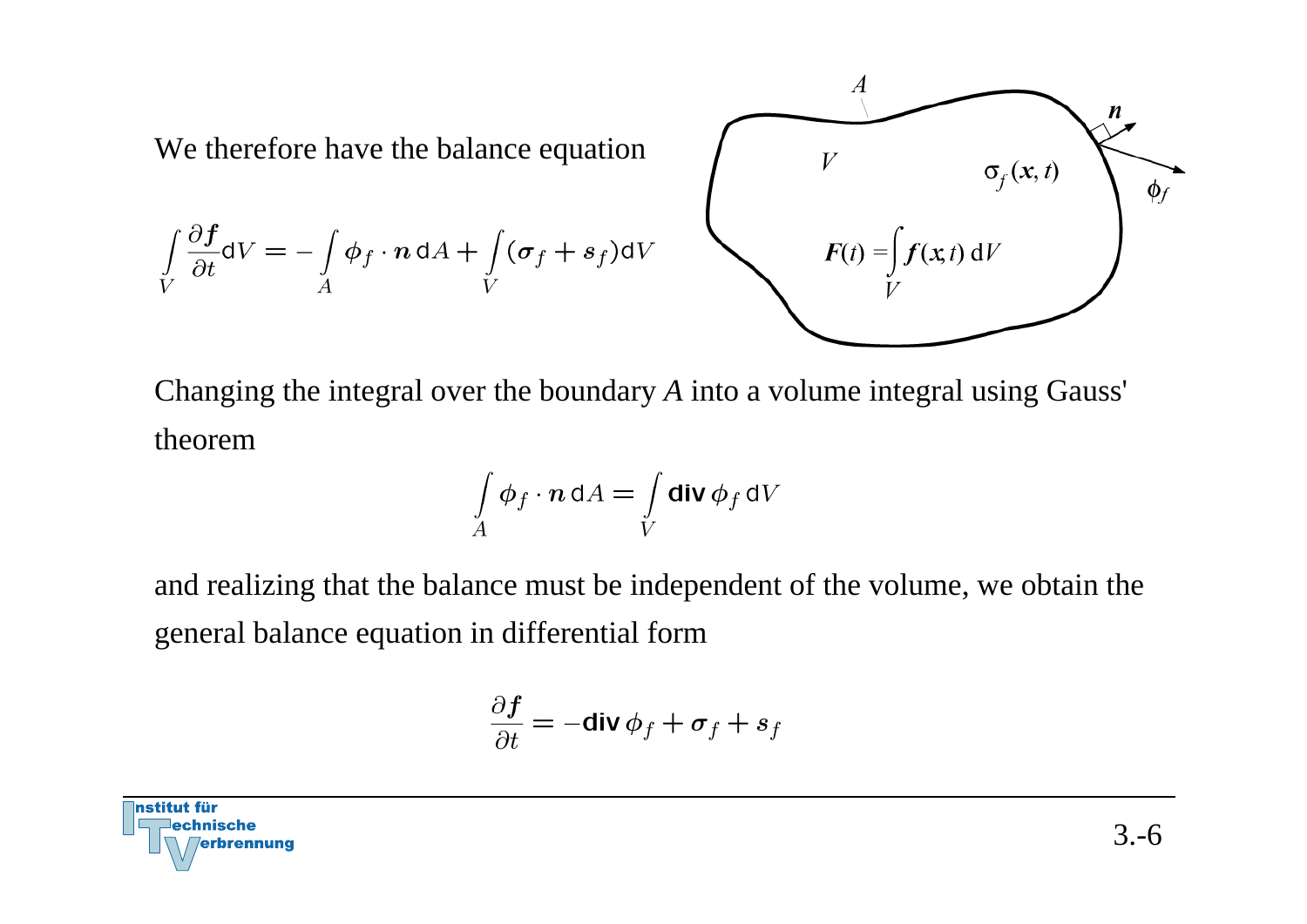We therefore have the balance equation

$$\int\limits_V \frac{\partial \boldsymbol{f}}{\partial t} \mathrm{d}V = -\int\limits_A \boldsymbol{\phi}_f \cdot \boldsymbol{n} \, \mathrm{d}A + \int\limits_V (\boldsymbol{\sigma}_f + \boldsymbol{s}_f) \mathrm{d}V$$

$$\boldsymbol{F}(t) = \int\limits_V \boldsymbol{f}(\boldsymbol{x}, t) \, \mathrm{d}V$$

Changing the integral over the boundary *A* into a volume integral using Gauss' theorem

$$\int\limits_A \boldsymbol{\phi}_f \cdot \boldsymbol{n} \, \mathrm{d}A = \int\limits_V \mathbf{div} \, \boldsymbol{\phi}_f \, \mathrm{d}V$$

and realizing that the balance must be independent of the volume, we obtain the general balance equation in differential form

$$\frac{\partial \boldsymbol{f}}{\partial t} = -\mathbf{div} \, \boldsymbol{\phi}_f + \boldsymbol{\sigma}_f + \boldsymbol{s}_f$$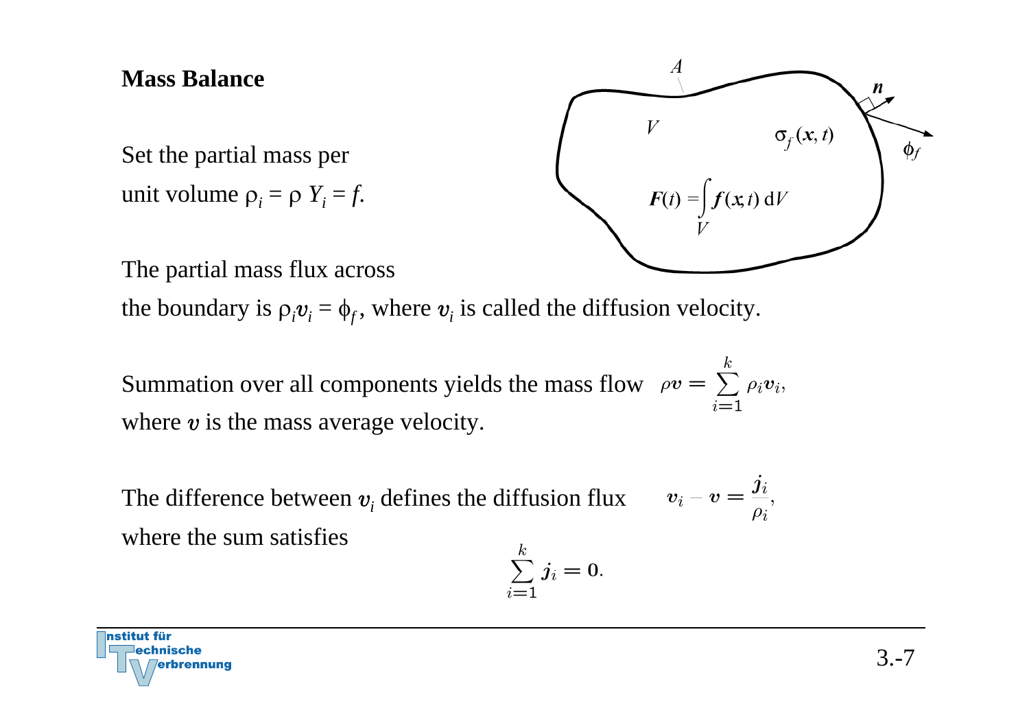## Mass Balance

Set the partial mass per unit volume $\rho_i = \rho\, Y_i = f$.

The partial mass flux across the boundary is $\rho_i \boldsymbol{v}_i = \phi_f$, where $\boldsymbol{v}_i$ is called the diffusion velocity.

Summation over all components yields the mass flow $\rho \boldsymbol{v} = \sum_{i=1}^{k} \rho_i \boldsymbol{v}_i,$ where $\boldsymbol{v}$ is the mass average velocity.

The difference between $\boldsymbol{v}_i$ defines the diffusion flux $\boldsymbol{v}_i - \boldsymbol{v} = \dfrac{\boldsymbol{j}_i}{\rho_i},$ where the sum satisfies

$$\sum_{i=1}^{k} \boldsymbol{j}_i = \mathbf{0}.$$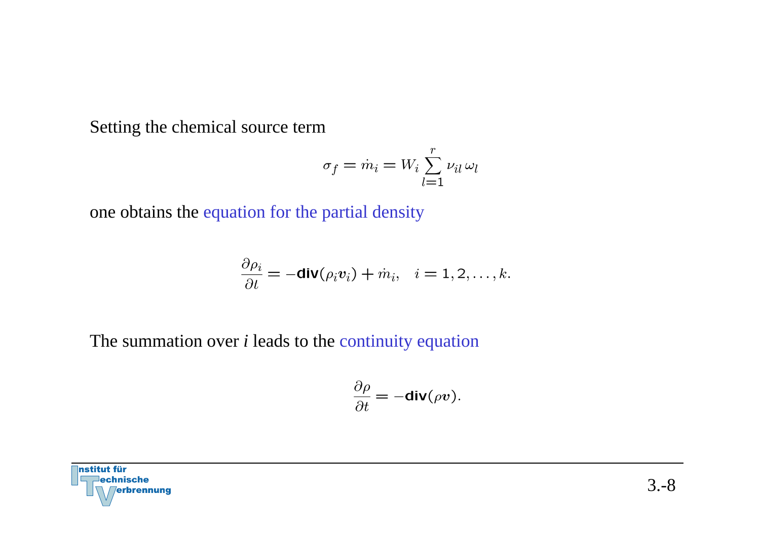Setting the chemical source term

$$\sigma_f = \dot{m}_i = W_i \sum_{l=1}^{r} \nu_{il}\, \omega_l$$

one obtains the equation for the partial density

$$\frac{\partial \rho_i}{\partial t} = -\mathbf{div}(\rho_i \boldsymbol{v}_i) + \dot{m}_i, \quad i = 1, 2, \ldots, k.$$

The summation over *i* leads to the continuity equation

$$\frac{\partial \rho}{\partial t} = -\mathbf{div}(\rho \boldsymbol{v}).$$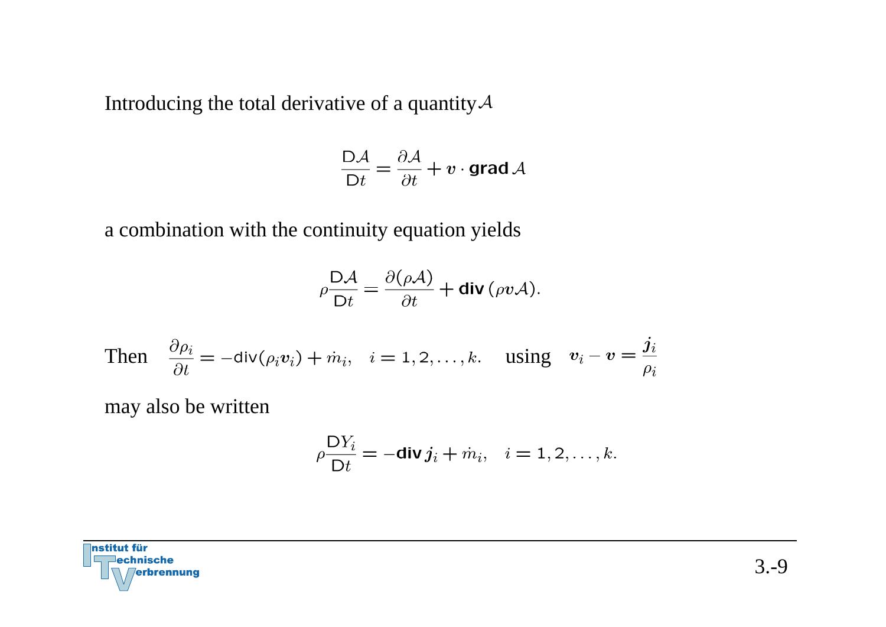Introducing the total derivative of a quantity $\mathcal{A}$

$$\frac{\mathsf{D}\mathcal{A}}{\mathsf{D}t} = \frac{\partial \mathcal{A}}{\partial t} + \boldsymbol{v} \cdot \textbf{grad}\,\mathcal{A}$$

a combination with the continuity equation yields

$$\rho \frac{\mathsf{D}\mathcal{A}}{\mathsf{D}t} = \frac{\partial (\rho \mathcal{A})}{\partial t} + \textbf{div}\,(\rho \boldsymbol{v} \mathcal{A}).$$

Then $\quad \dfrac{\partial \rho_i}{\partial t} = -\mathsf{div}(\rho_i \boldsymbol{v}_i) + \dot{m}_i, \quad i = 1, 2, \ldots, k. \quad$ using $\quad \boldsymbol{v}_i - \boldsymbol{v} = \dfrac{\boldsymbol{j}_i}{\rho_i}$

may also be written

$$\rho \frac{\mathsf{D}Y_i}{\mathsf{D}t} = -\textbf{div}\,\boldsymbol{j}_i + \dot{m}_i, \quad i = 1, 2, \ldots, k.$$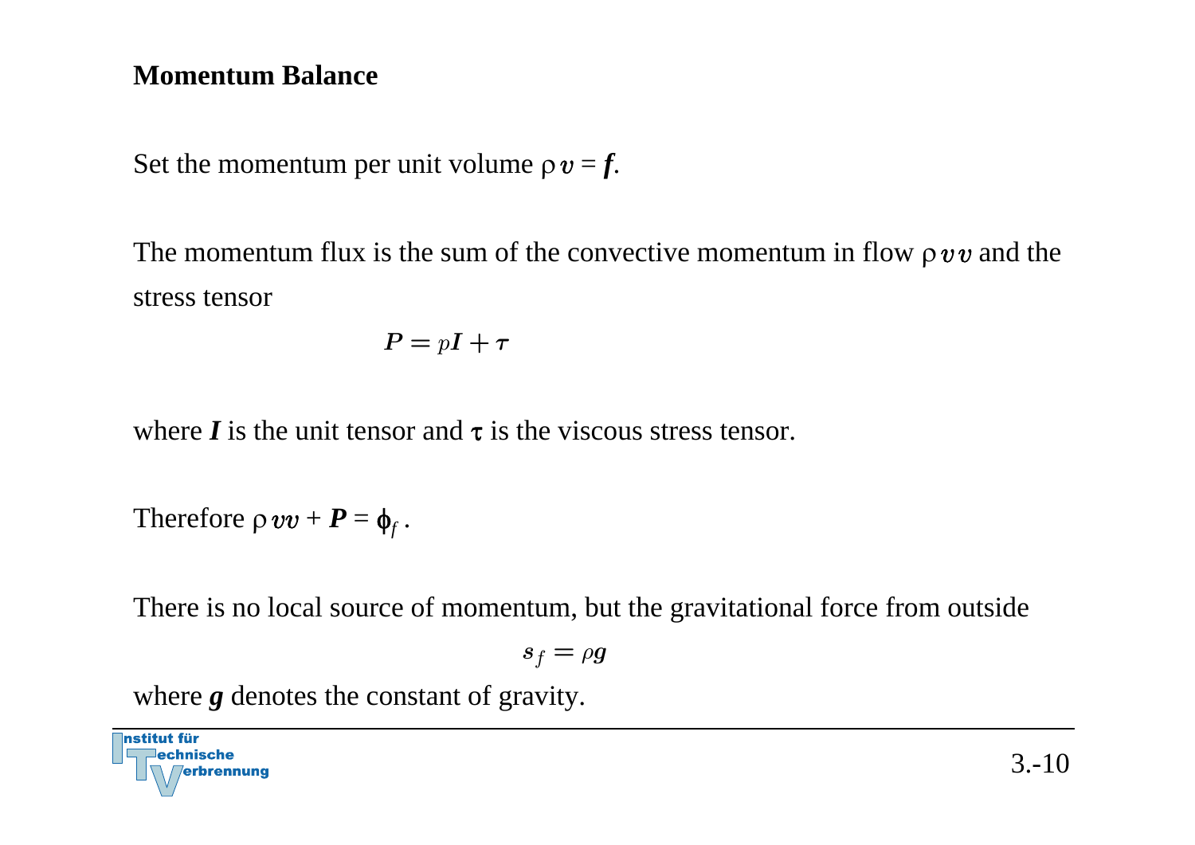### Momentum Balance

Set the momentum per unit volume $\rho \boldsymbol{v} = \boldsymbol{f}$.

The momentum flux is the sum of the convective momentum in flow $\rho \boldsymbol{v}\boldsymbol{v}$ and the stress tensor

$$\boldsymbol{P} = p\boldsymbol{I} + \boldsymbol{\tau}$$

where $\boldsymbol{I}$ is the unit tensor and $\boldsymbol{\tau}$ is the viscous stress tensor.

Therefore $\rho \boldsymbol{v}\boldsymbol{v} + \boldsymbol{P} = \phi_f$ .

There is no local source of momentum, but the gravitational force from outside

$$\boldsymbol{s}_f = \rho \boldsymbol{g}$$

where $\boldsymbol{g}$ denotes the constant of gravity.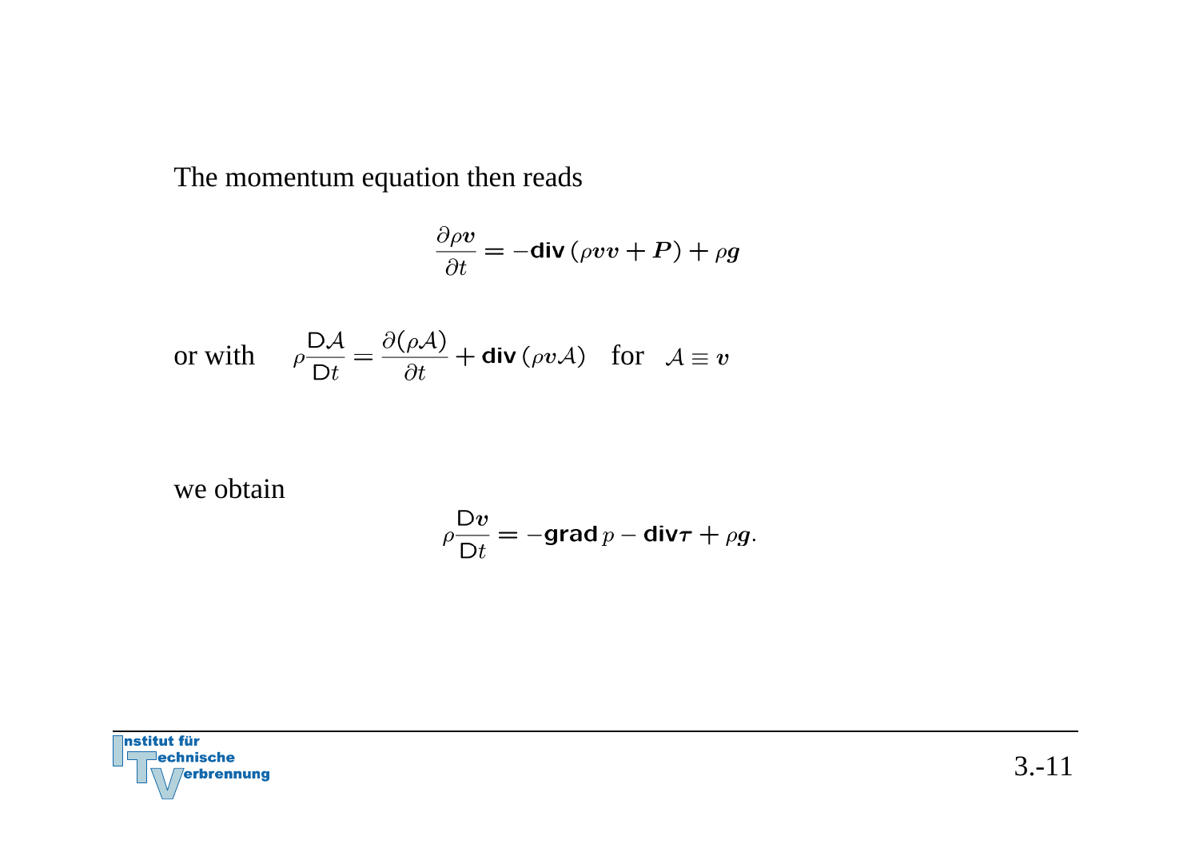The momentum equation then reads

$$\frac{\partial \rho \boldsymbol{v}}{\partial t} = -\mathbf{div}\,(\rho \boldsymbol{v}\boldsymbol{v} + \boldsymbol{P}) + \rho \boldsymbol{g}$$

or with $\quad \rho \frac{\mathsf{D}\mathcal{A}}{\mathsf{D}t} = \frac{\partial (\rho \mathcal{A})}{\partial t} + \mathbf{div}\,(\rho \boldsymbol{v} \mathcal{A}) \quad$ for $\quad \mathcal{A} \equiv \boldsymbol{v}$

we obtain

$$\rho \frac{\mathsf{D}\boldsymbol{v}}{\mathsf{D}t} = -\mathbf{grad}\, p - \mathbf{div}\boldsymbol{\tau} + \rho \boldsymbol{g}.$$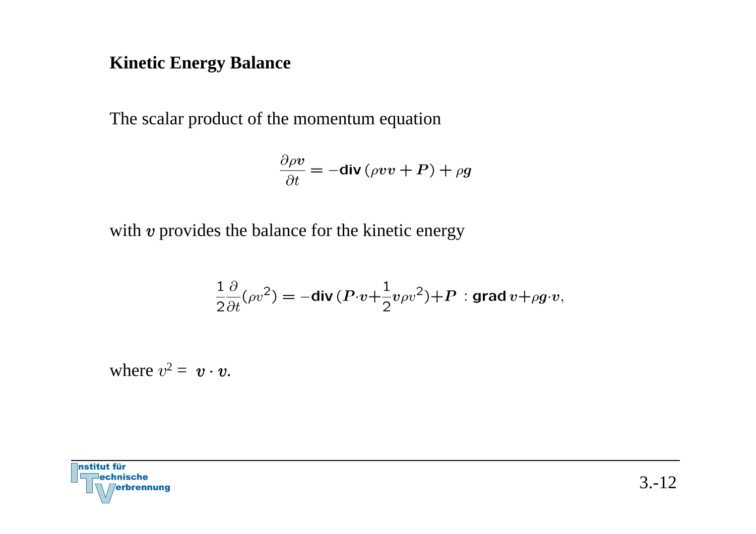## Kinetic Energy Balance

The scalar product of the momentum equation

$$\frac{\partial \rho \boldsymbol{v}}{\partial t} = -\textbf{div}\,(\rho \boldsymbol{v}\boldsymbol{v} + \boldsymbol{P}) + \rho \boldsymbol{g}$$

with $\boldsymbol{v}$ provides the balance for the kinetic energy

$$\frac{1}{2}\frac{\partial}{\partial t}(\rho v^2) = -\textbf{div}\,(\boldsymbol{P}\cdot\boldsymbol{v} + \frac{1}{2}\boldsymbol{v}\rho v^2) + \boldsymbol{P} : \textbf{grad}\,\boldsymbol{v} + \rho \boldsymbol{g}\cdot\boldsymbol{v},$$

where $v^2 = \boldsymbol{v}\cdot\boldsymbol{v}$.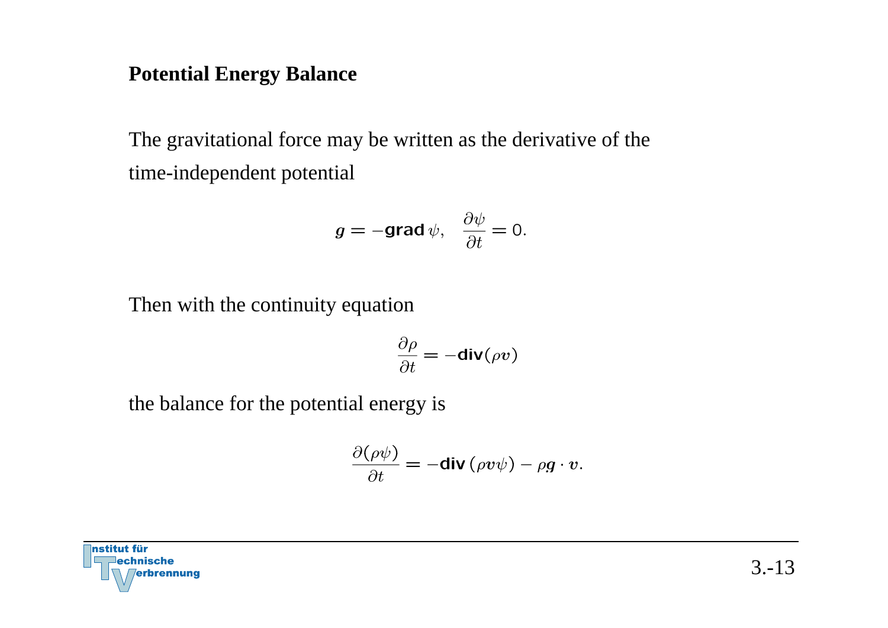## Potential Energy Balance

The gravitational force may be written as the derivative of the time-independent potential

$$\boldsymbol{g} = -\textbf{grad}\,\psi, \quad \frac{\partial \psi}{\partial t} = 0.$$

Then with the continuity equation

$$\frac{\partial \rho}{\partial t} = -\textbf{div}(\rho \boldsymbol{v})$$

the balance for the potential energy is

$$\frac{\partial (\rho \psi)}{\partial t} = -\textbf{div}\,(\rho \boldsymbol{v} \psi) - \rho \boldsymbol{g} \cdot \boldsymbol{v}.$$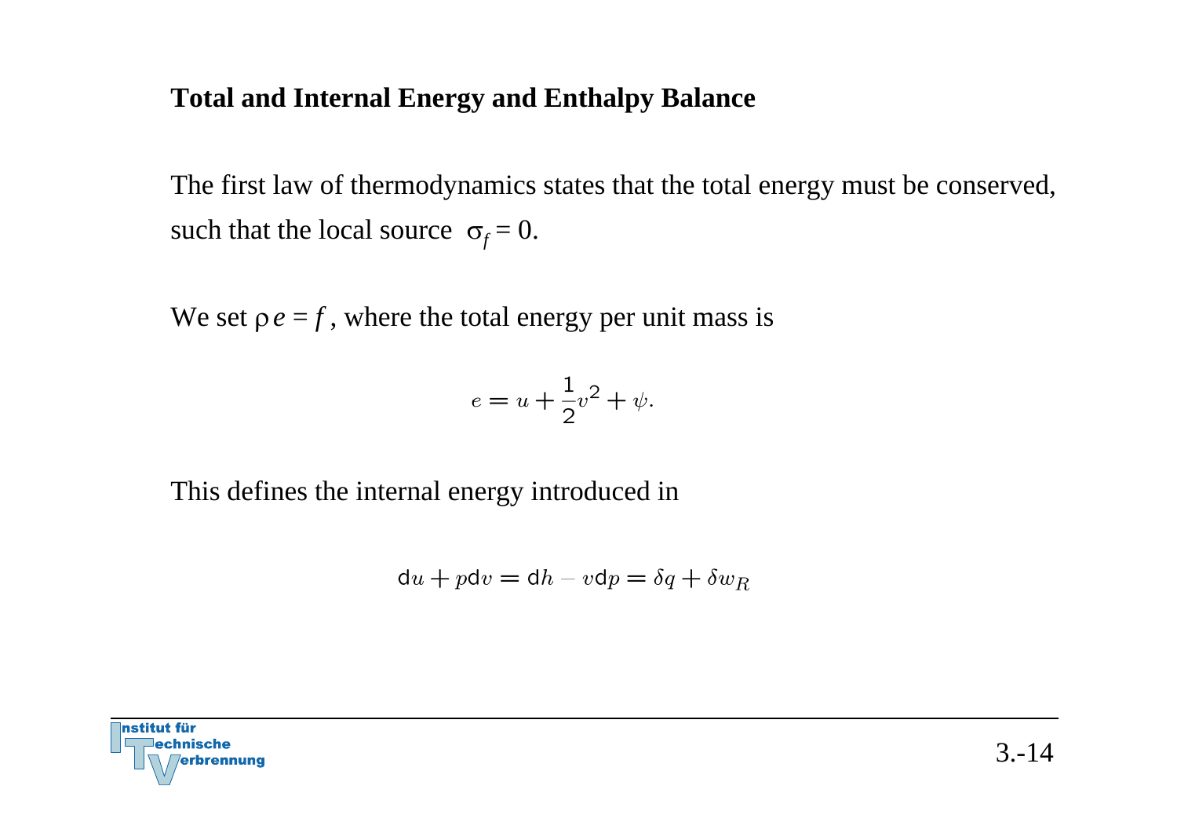## Total and Internal Energy and Enthalpy Balance

The first law of thermodynamics states that the total energy must be conserved, such that the local source $\sigma_f = 0$.

We set $\rho e = f$, where the total energy per unit mass is

$$e = u + \frac{1}{2}v^2 + \psi.$$

This defines the internal energy introduced in

$$\mathrm{d}u + p\mathrm{d}v = \mathrm{d}h - v\mathrm{d}p = \delta q + \delta w_R$$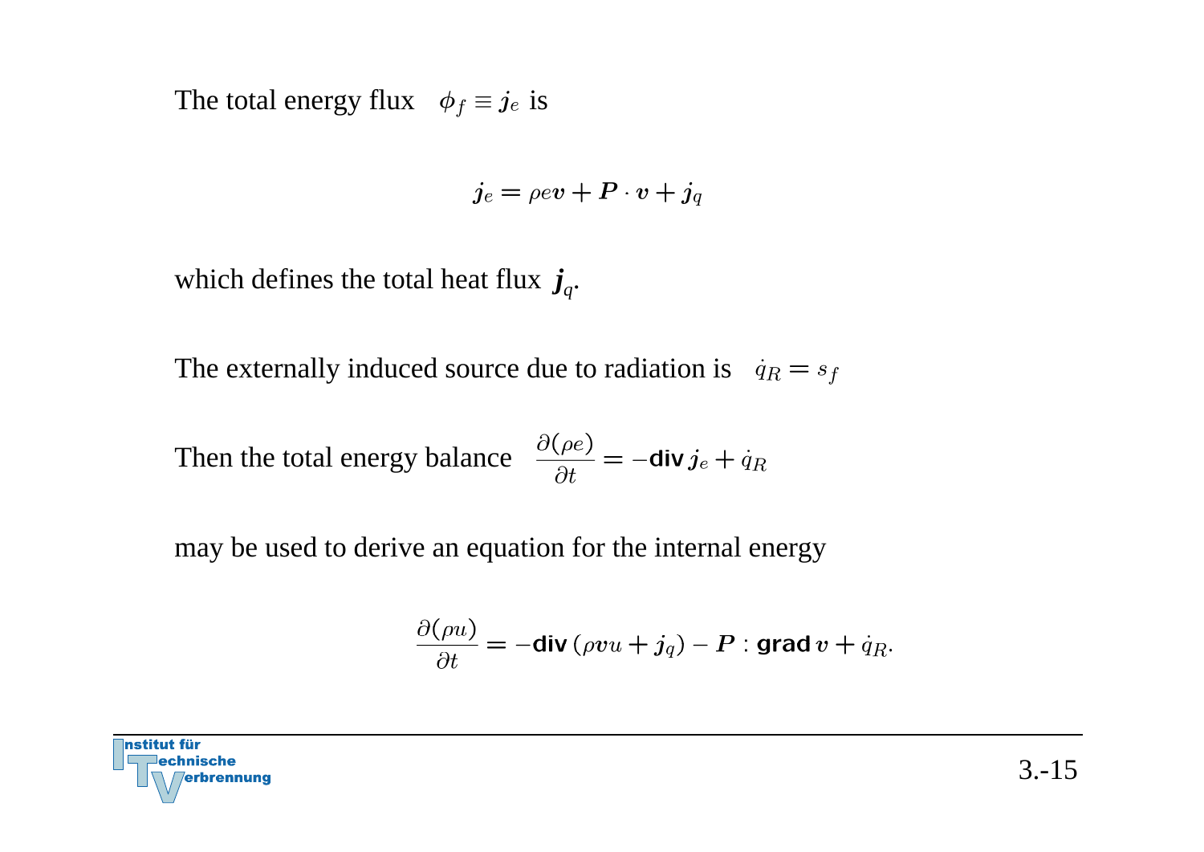The total energy flux $\phi_f \equiv \boldsymbol{j}_e$ is

$$\boldsymbol{j}_e = \rho e \boldsymbol{v} + \boldsymbol{P} \cdot \boldsymbol{v} + \boldsymbol{j}_q$$

which defines the total heat flux $\boldsymbol{j}_q$.

The externally induced source due to radiation is $\dot{q}_R = s_f$

Then the total energy balance $\dfrac{\partial(\rho e)}{\partial t} = -\textbf{div}\, \boldsymbol{j}_e + \dot{q}_R$

may be used to derive an equation for the internal energy

$$\frac{\partial(\rho u)}{\partial t} = -\textbf{div}\,(\rho \boldsymbol{v} u + \boldsymbol{j}_q) - \boldsymbol{P} : \textbf{grad}\, \boldsymbol{v} + \dot{q}_R.$$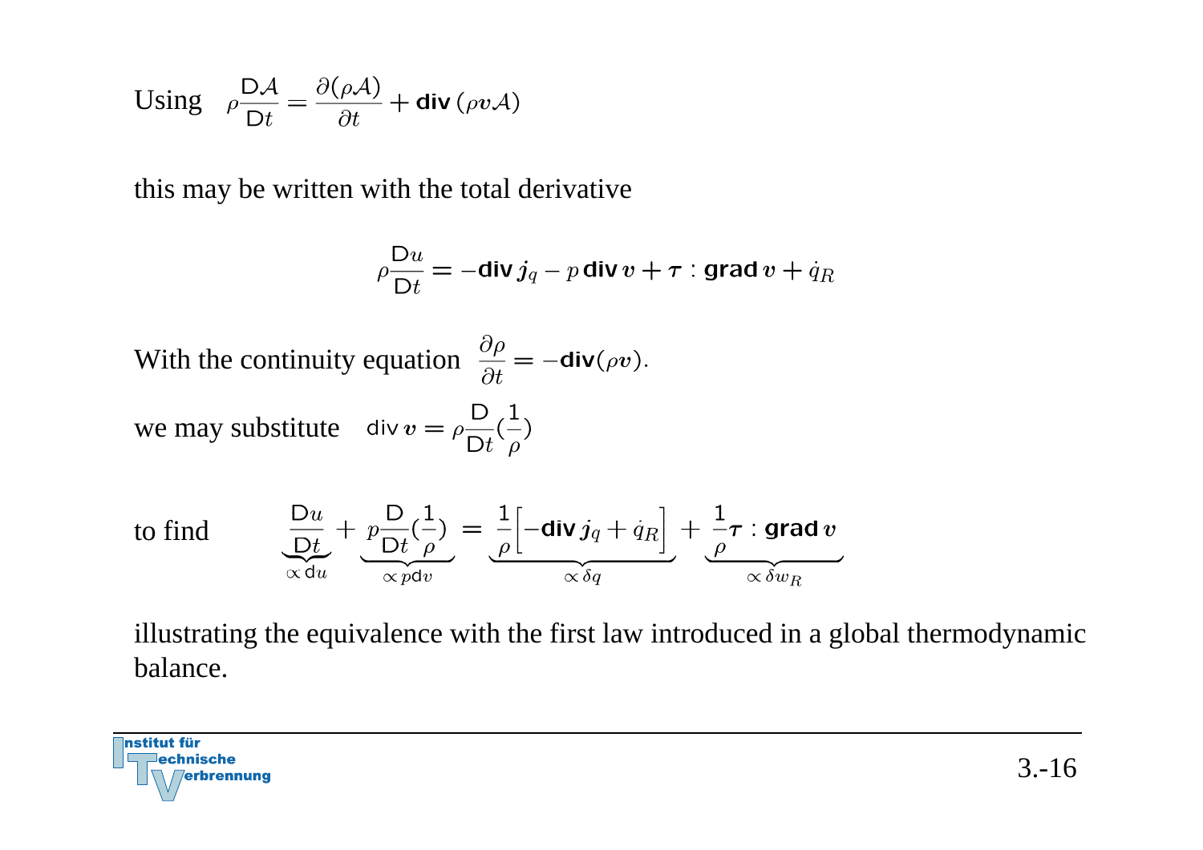Using $\rho \frac{\mathsf{D}\mathcal{A}}{\mathsf{D}t} = \frac{\partial(\rho\mathcal{A})}{\partial t} + \mathbf{div}\,(\rho \boldsymbol{v} \mathcal{A})$

this may be written with the total derivative

$$\rho \frac{\mathsf{D}u}{\mathsf{D}t} = -\mathbf{div}\, \boldsymbol{j}_q - p\, \mathbf{div}\, \boldsymbol{v} + \boldsymbol{\tau} : \mathbf{grad}\, \boldsymbol{v} + \dot{q}_R$$

With the continuity equation $\frac{\partial \rho}{\partial t} = -\mathbf{div}(\rho \boldsymbol{v})$.

we may substitute $\mathsf{div}\, \boldsymbol{v} = \rho \frac{\mathsf{D}}{\mathsf{D}t}(\frac{1}{\rho})$

to find
$$\underbrace{\frac{\mathsf{D}u}{\mathsf{D}t}}_{\propto\, \mathsf{d}u} + \underbrace{p \frac{\mathsf{D}}{\mathsf{D}t}(\frac{1}{\rho})}_{\propto\, p \mathsf{d}v} = \underbrace{\frac{1}{\rho}\Big[-\mathbf{div}\, \boldsymbol{j}_q + \dot{q}_R\Big]}_{\propto\, \delta q} + \underbrace{\frac{1}{\rho} \boldsymbol{\tau} : \mathbf{grad}\, \boldsymbol{v}}_{\propto\, \delta w_R}$$

illustrating the equivalence with the first law introduced in a global thermodynamic balance.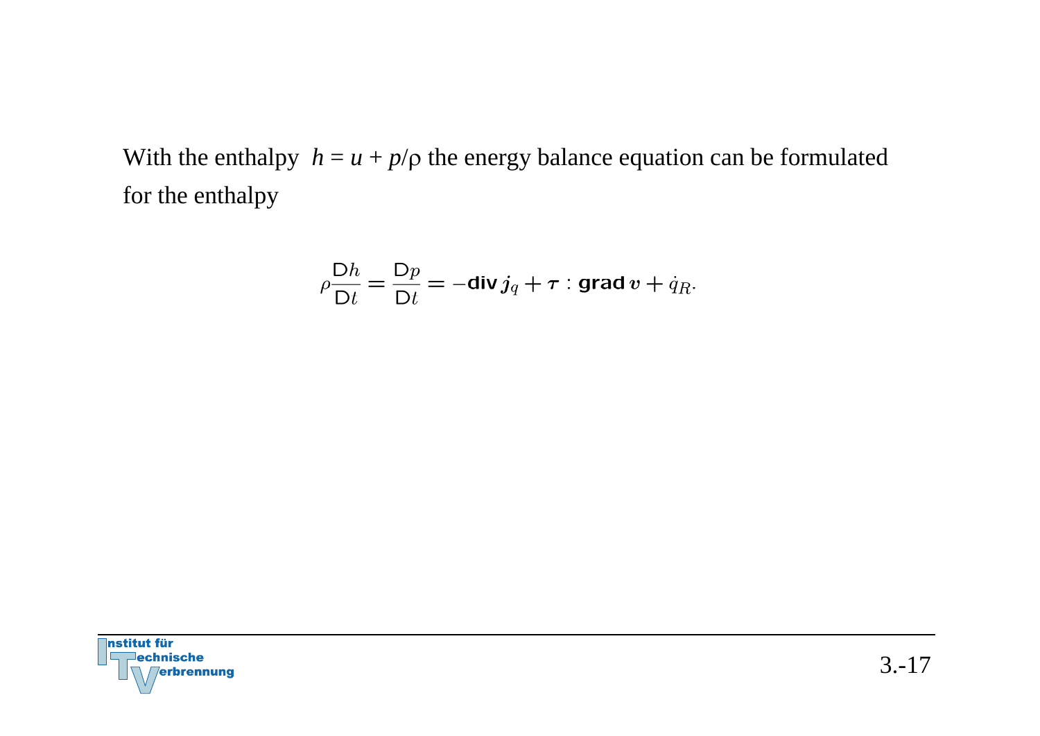With the enthalpy $h = u + p/\rho$ the energy balance equation can be formulated for the enthalpy

$$\rho \frac{\mathsf{D}h}{\mathsf{D}t} = \frac{\mathsf{D}p}{\mathsf{D}t} = -\mathbf{div}\, \boldsymbol{j}_q + \boldsymbol{\tau} : \mathbf{grad}\, \boldsymbol{v} + \dot{q}_R.$$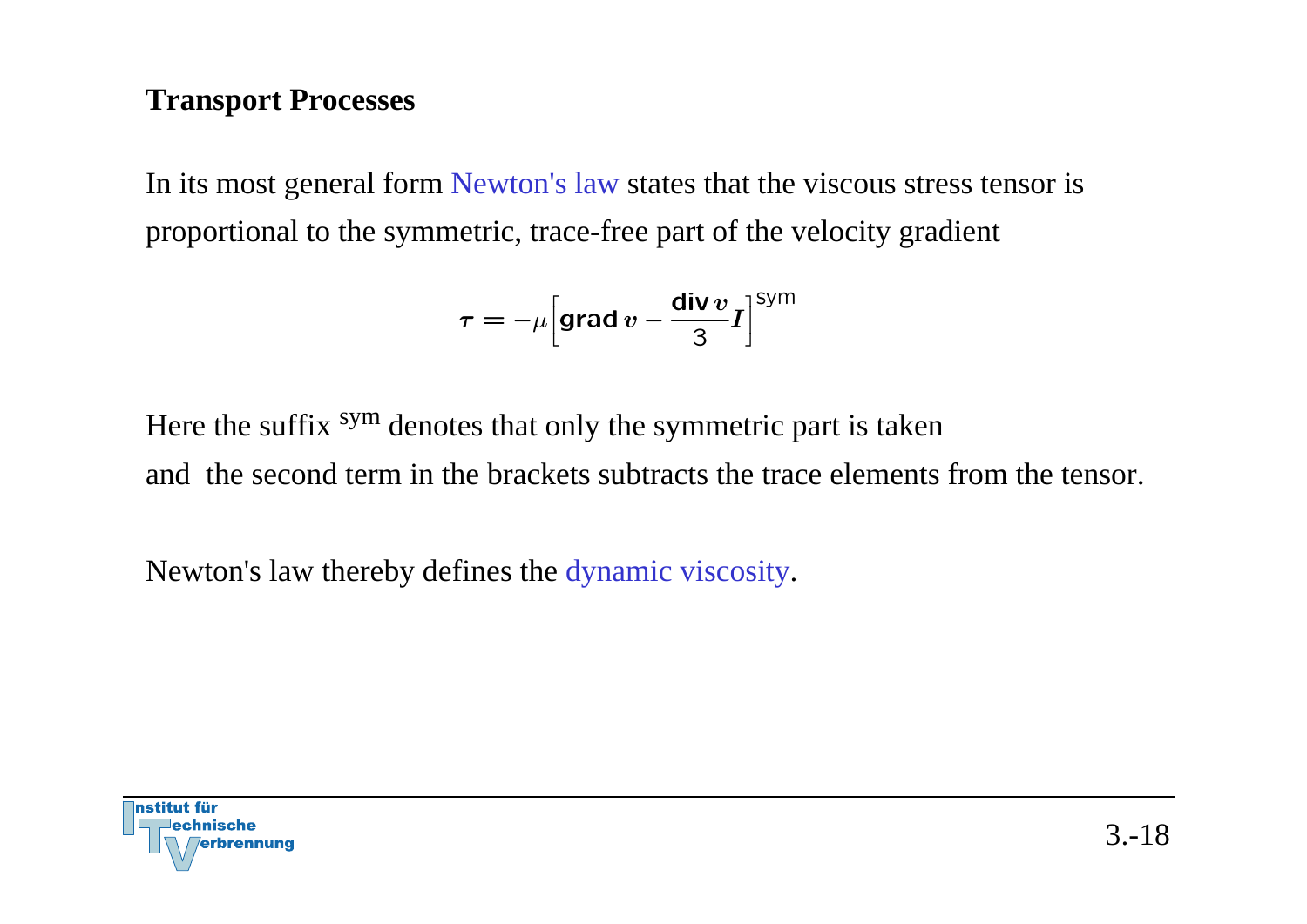## Transport Processes

In its most general form Newton's law states that the viscous stress tensor is proportional to the symmetric, trace-free part of the velocity gradient

$$\boldsymbol{\tau} = -\mu \left[ \mathrm{grad}\, \boldsymbol{v} - \frac{\mathrm{div}\, \boldsymbol{v}}{3} \boldsymbol{I} \right]^{\mathrm{sym}}$$

Here the suffix $^{\mathrm{sym}}$ denotes that only the symmetric part is taken and the second term in the brackets subtracts the trace elements from the tensor.

Newton's law thereby defines the dynamic viscosity.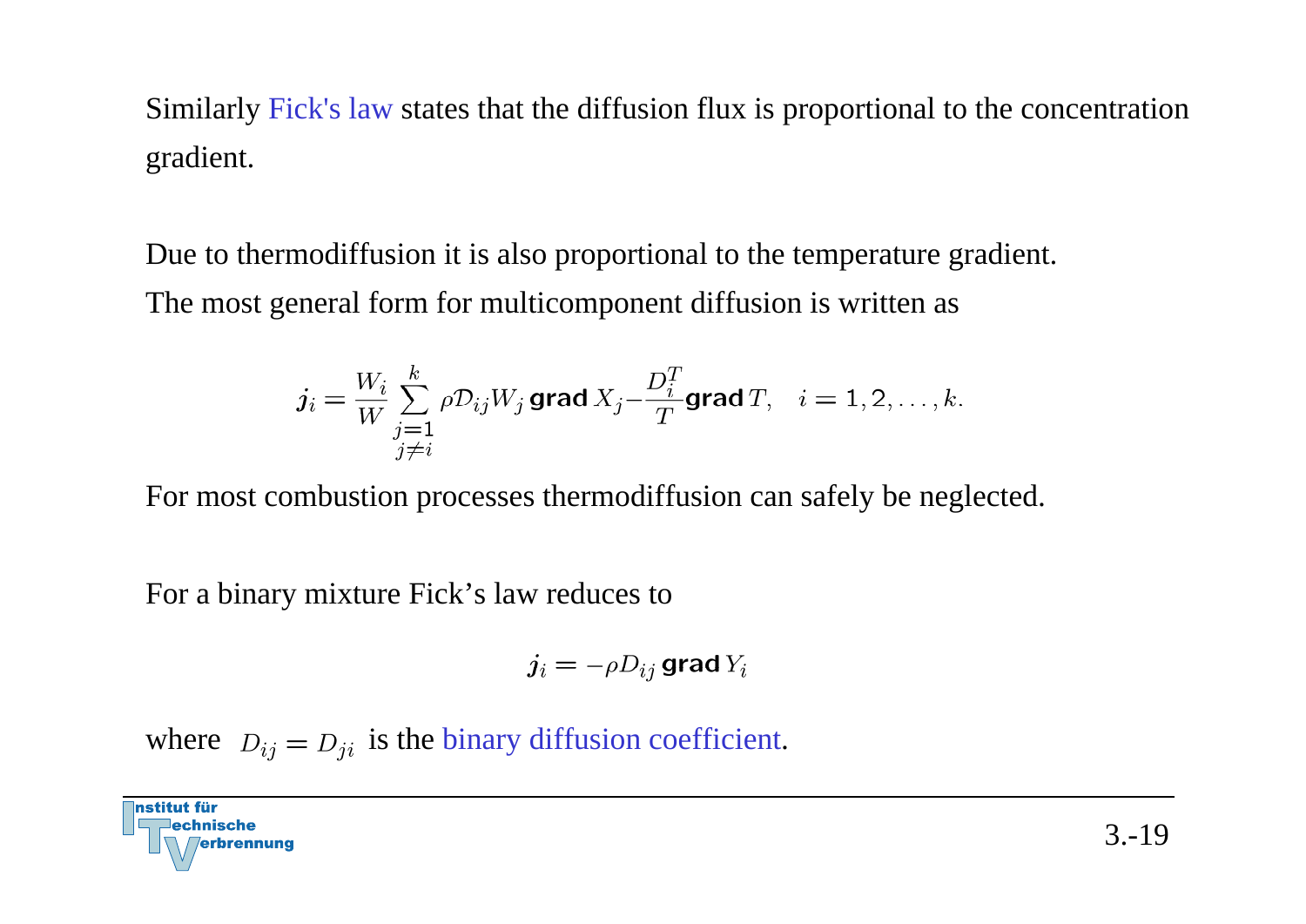Similarly Fick's law states that the diffusion flux is proportional to the concentration gradient.

Due to thermodiffusion it is also proportional to the temperature gradient.
The most general form for multicomponent diffusion is written as

$$\boldsymbol{j}_i = \frac{W_i}{W} \sum_{\substack{j=1 \\ j \neq i}}^{k} \rho \mathcal{D}_{ij} W_j \,\textbf{grad}\, X_j - \frac{D_i^T}{T} \textbf{grad}\, T, \quad i = 1, 2, \ldots, k.$$

For most combustion processes thermodiffusion can safely be neglected.

For a binary mixture Fick's law reduces to

$$\boldsymbol{j}_i = -\rho D_{ij} \,\textbf{grad}\, Y_i$$

where $D_{ij} = D_{ji}$ is the binary diffusion coefficient.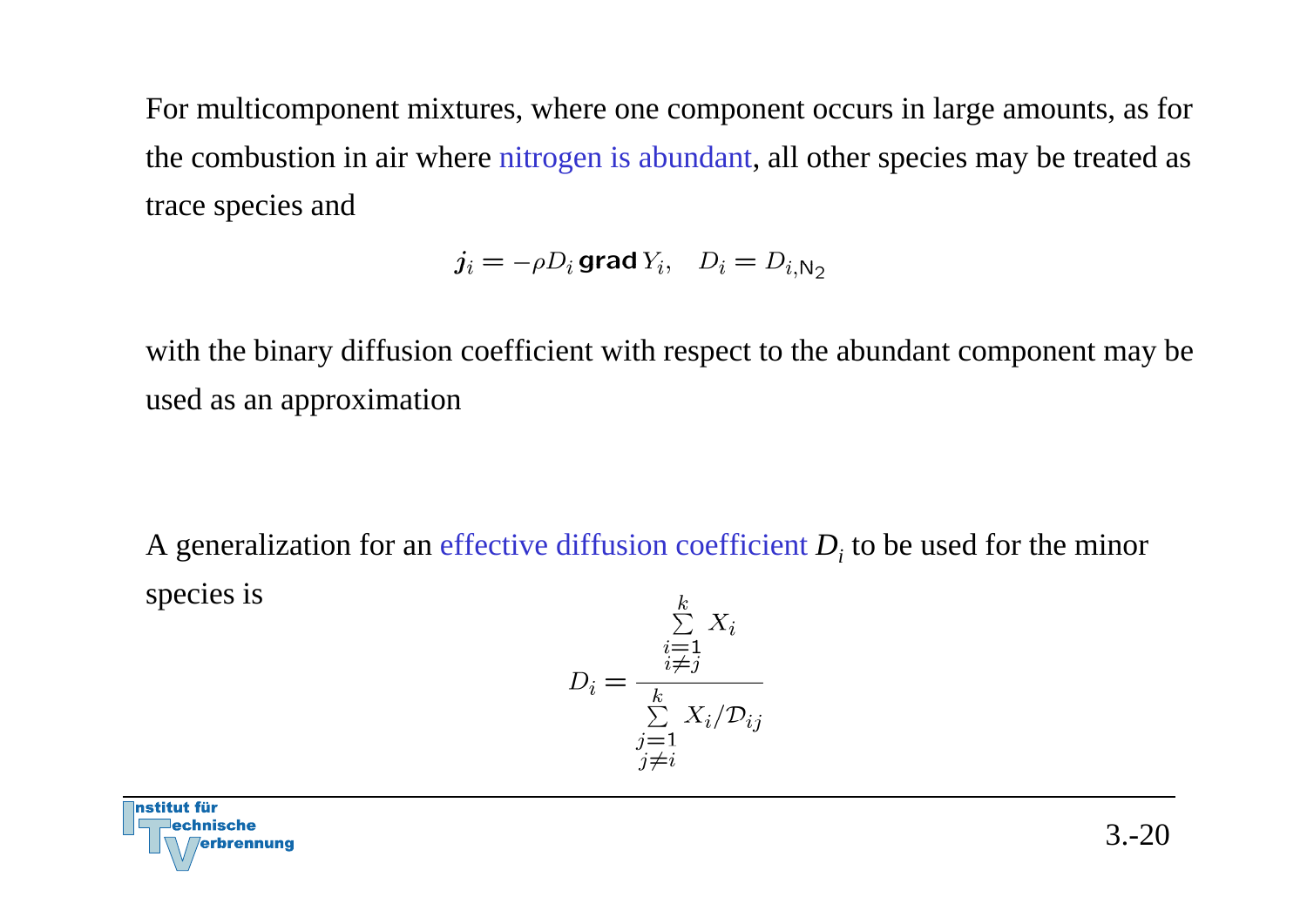For multicomponent mixtures, where one component occurs in large amounts, as for the combustion in air where nitrogen is abundant, all other species may be treated as trace species and

$$\boldsymbol{j}_i = -\rho D_i \, \mathbf{grad} \, Y_i, \quad D_i = D_{i,\mathrm{N_2}}$$

with the binary diffusion coefficient with respect to the abundant component may be used as an approximation

A generalization for an effective diffusion coefficient $D_i$ to be used for the minor species is

$$D_i = \frac{\sum\limits_{\substack{i=1 \\ i \neq j}}^{k} X_i}{\sum\limits_{\substack{j=1 \\ j \neq i}}^{k} X_i / \mathcal{D}_{ij}}$$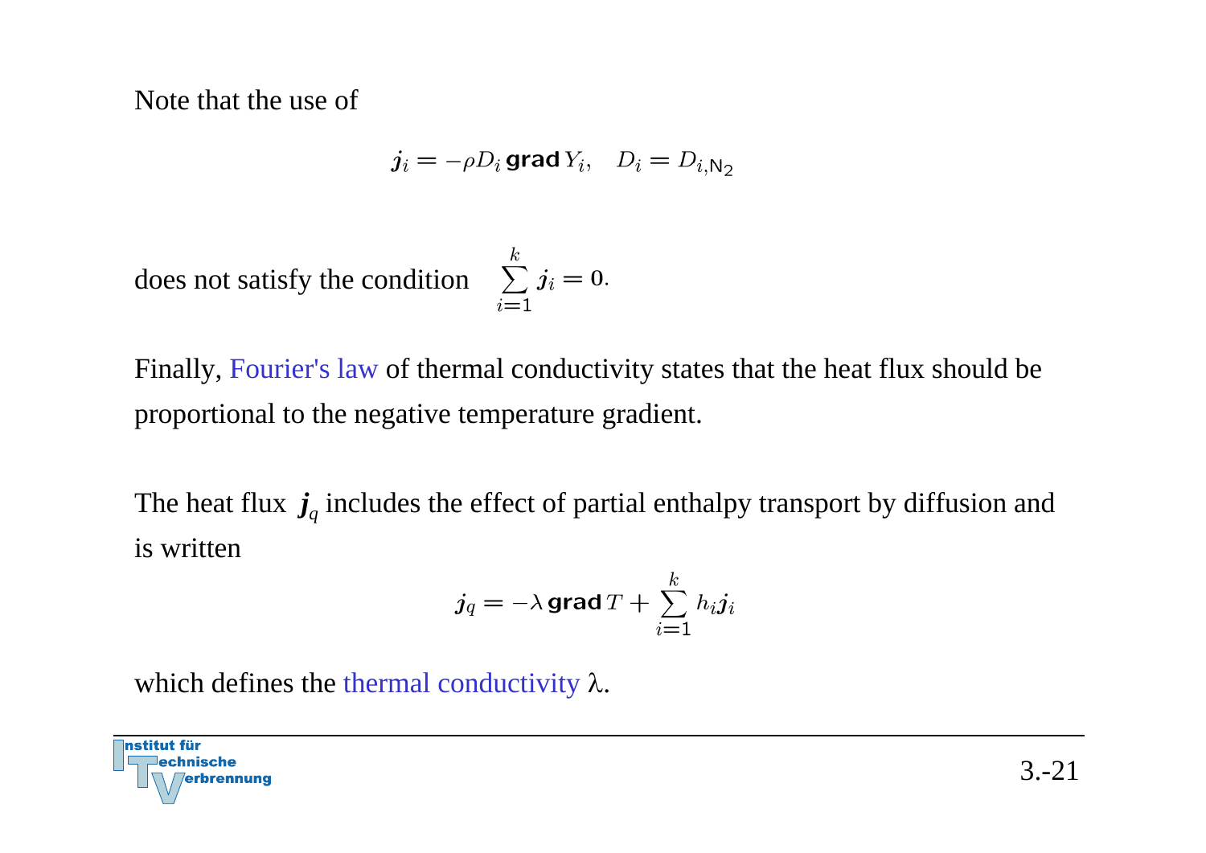Note that the use of

$$\boldsymbol{j}_i = -\rho D_i \,\mathbf{grad}\, Y_i, \quad D_i = D_{i,\mathrm{N_2}}$$

does not satisfy the condition $\sum_{i=1}^{k} \boldsymbol{j}_i = 0.$

Finally, Fourier's law of thermal conductivity states that the heat flux should be proportional to the negative temperature gradient.

The heat flux $\boldsymbol{j}_q$ includes the effect of partial enthalpy transport by diffusion and is written

$$\boldsymbol{j}_q = -\lambda \,\mathbf{grad}\, T + \sum_{i=1}^{k} h_i \boldsymbol{j}_i$$

which defines the thermal conductivity $\lambda$.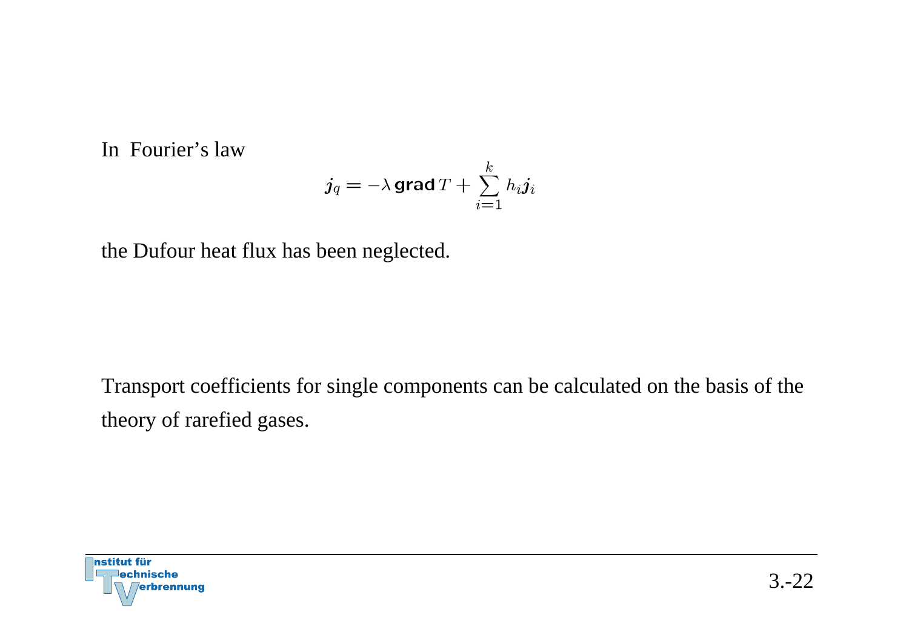In Fourier's law

$$\boldsymbol{j}_q = -\lambda \, \mathbf{grad} \, T + \sum_{i=1}^{k} h_i \boldsymbol{j}_i$$

the Dufour heat flux has been neglected.

Transport coefficients for single components can be calculated on the basis of the theory of rarefied gases.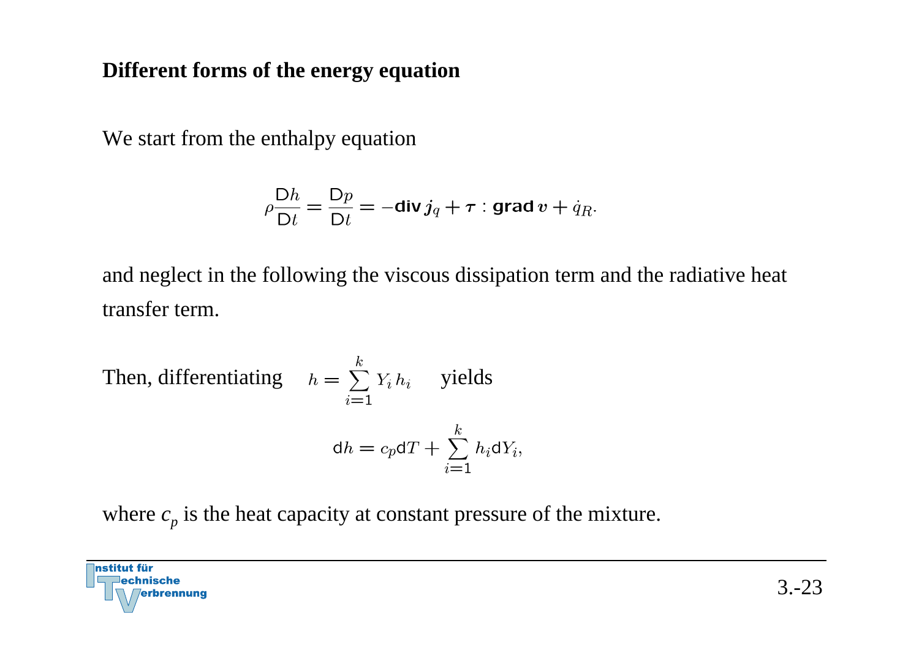## Different forms of the energy equation

We start from the enthalpy equation

$$\rho \frac{\mathsf{D}h}{\mathsf{D}t} = \frac{\mathsf{D}p}{\mathsf{D}t} = -\mathbf{div}\, \boldsymbol{j}_q + \boldsymbol{\tau} : \mathbf{grad}\, \boldsymbol{v} + \dot{q}_R.$$

and neglect in the following the viscous dissipation term and the radiative heat transfer term.

Then, differentiating $h = \sum_{i=1}^{k} Y_i h_i$ yields

$$\mathsf{d}h = c_p \mathsf{d}T + \sum_{i=1}^{k} h_i \mathsf{d}Y_i,$$

where $c_p$ is the heat capacity at constant pressure of the mixture.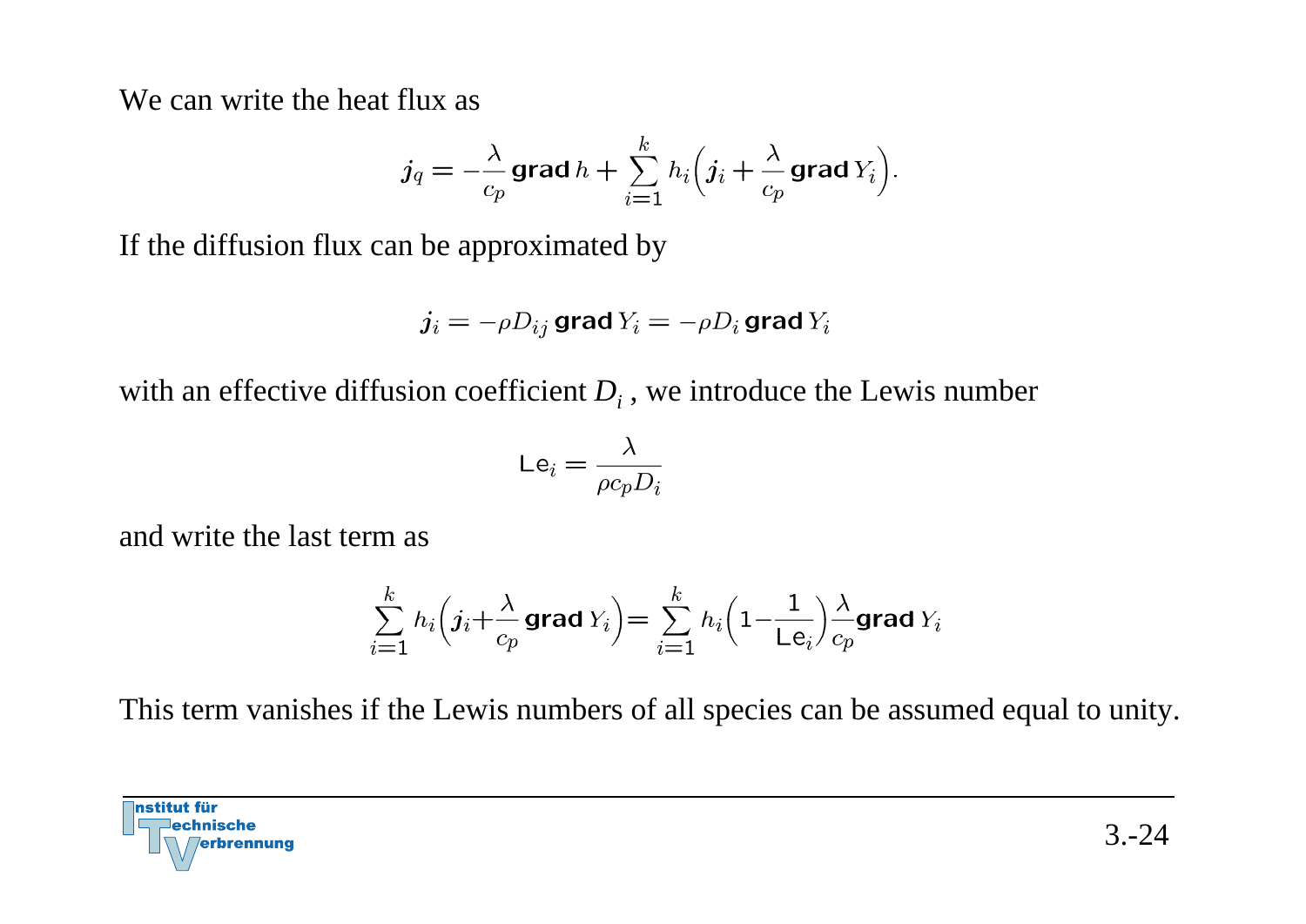We can write the heat flux as

$$\boldsymbol{j}_q = -\frac{\lambda}{c_p}\,\textbf{grad}\,h + \sum_{i=1}^{k} h_i\left(\boldsymbol{j}_i + \frac{\lambda}{c_p}\,\textbf{grad}\,Y_i\right).$$

If the diffusion flux can be approximated by

$$\boldsymbol{j}_i = -\rho D_{ij}\,\textbf{grad}\,Y_i = -\rho D_i\,\textbf{grad}\,Y_i$$

with an effective diffusion coefficient $D_i$ , we introduce the Lewis number

$$\mathsf{Le}_i = \frac{\lambda}{\rho c_p D_i}$$

and write the last term as

$$\sum_{i=1}^{k} h_i\left(\boldsymbol{j}_i + \frac{\lambda}{c_p}\,\textbf{grad}\,Y_i\right) = \sum_{i=1}^{k} h_i\left(1 - \frac{1}{\mathsf{Le}_i}\right)\frac{\lambda}{c_p}\,\textbf{grad}\,Y_i$$

This term vanishes if the Lewis numbers of all species can be assumed equal to unity.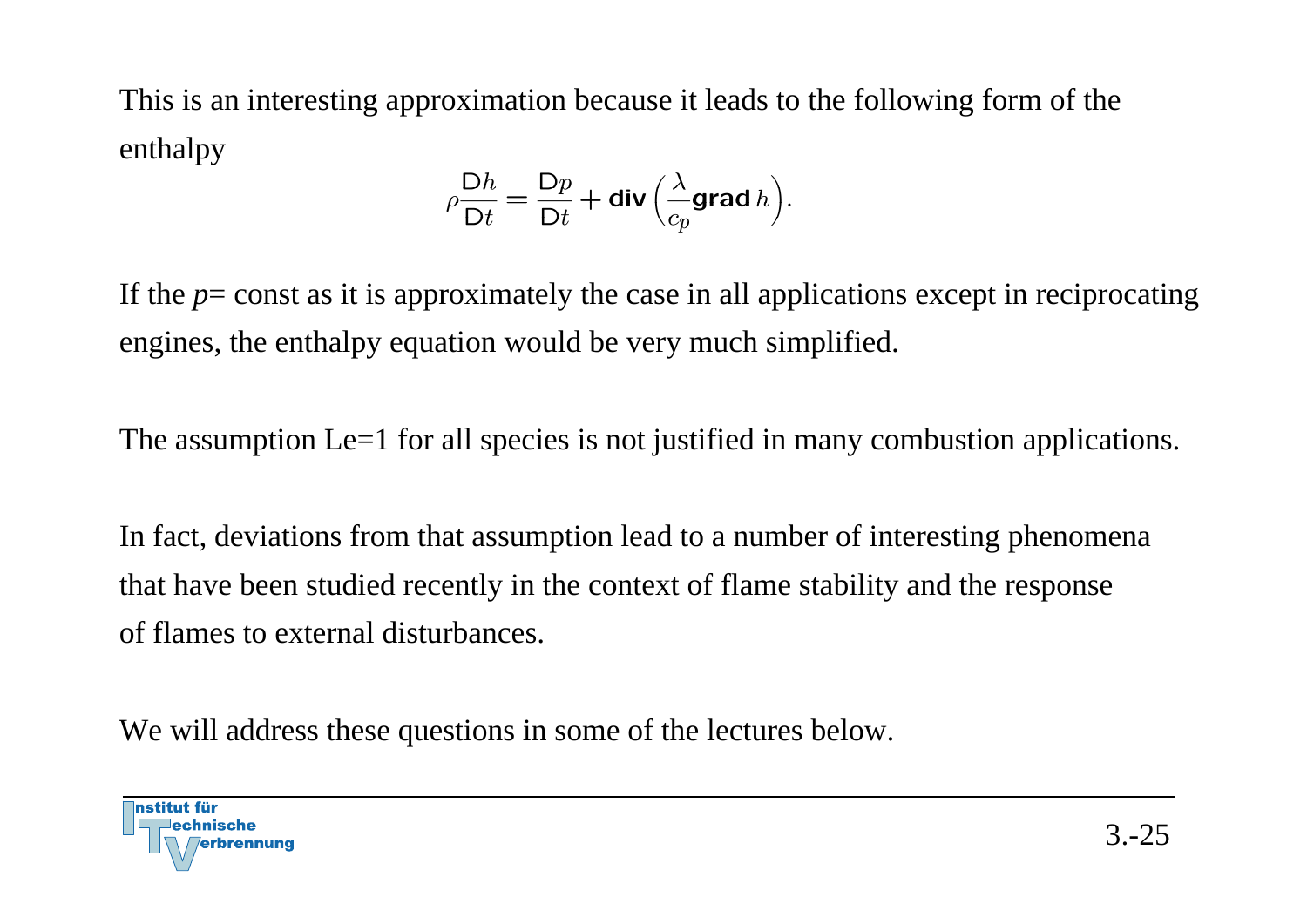This is an interesting approximation because it leads to the following form of the enthalpy

$$\rho \frac{\mathrm{D}h}{\mathrm{D}t} = \frac{\mathrm{D}p}{\mathrm{D}t} + \mathbf{div}\left(\frac{\lambda}{c_p}\mathbf{grad}\, h\right).$$

If the *p*= const as it is approximately the case in all applications except in reciprocating engines, the enthalpy equation would be very much simplified.

The assumption Le=1 for all species is not justified in many combustion applications.

In fact, deviations from that assumption lead to a number of interesting phenomena that have been studied recently in the context of flame stability and the response of flames to external disturbances.

We will address these questions in some of the lectures below.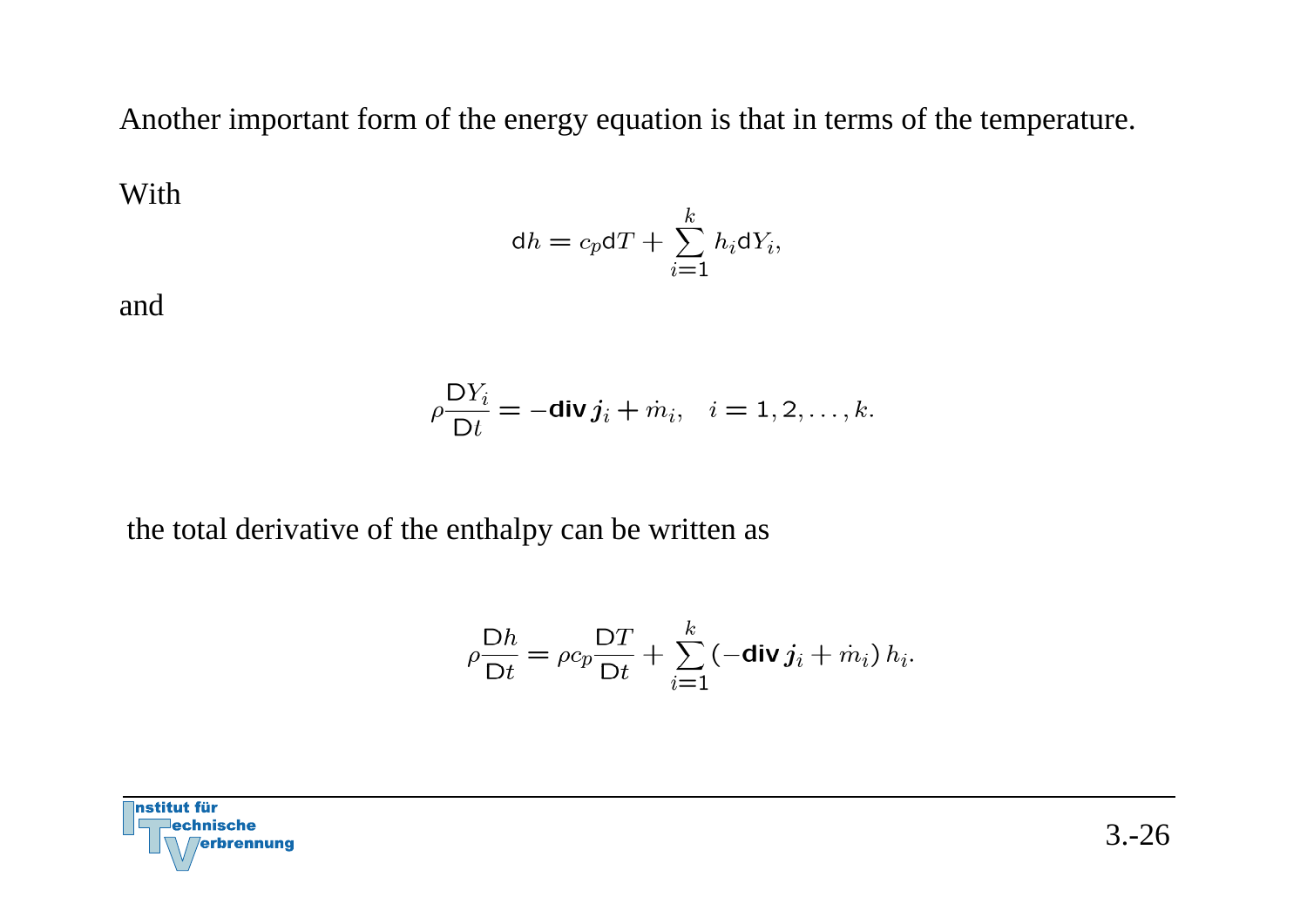Another important form of the energy equation is that in terms of the temperature.

With

$$\mathrm{d}h = c_p \mathrm{d}T + \sum_{i=1}^{k} h_i \mathrm{d}Y_i,$$

and

$$\rho \frac{\mathrm{D}Y_i}{\mathrm{D}t} = -\mathbf{div}\, \boldsymbol{j}_i + \dot{m}_i, \quad i = 1, 2, \ldots, k.$$

the total derivative of the enthalpy can be written as

$$\rho \frac{\mathrm{D}h}{\mathrm{D}t} = \rho c_p \frac{\mathrm{D}T}{\mathrm{D}t} + \sum_{i=1}^{k} \left(-\mathbf{div}\, \boldsymbol{j}_i + \dot{m}_i\right) h_i.$$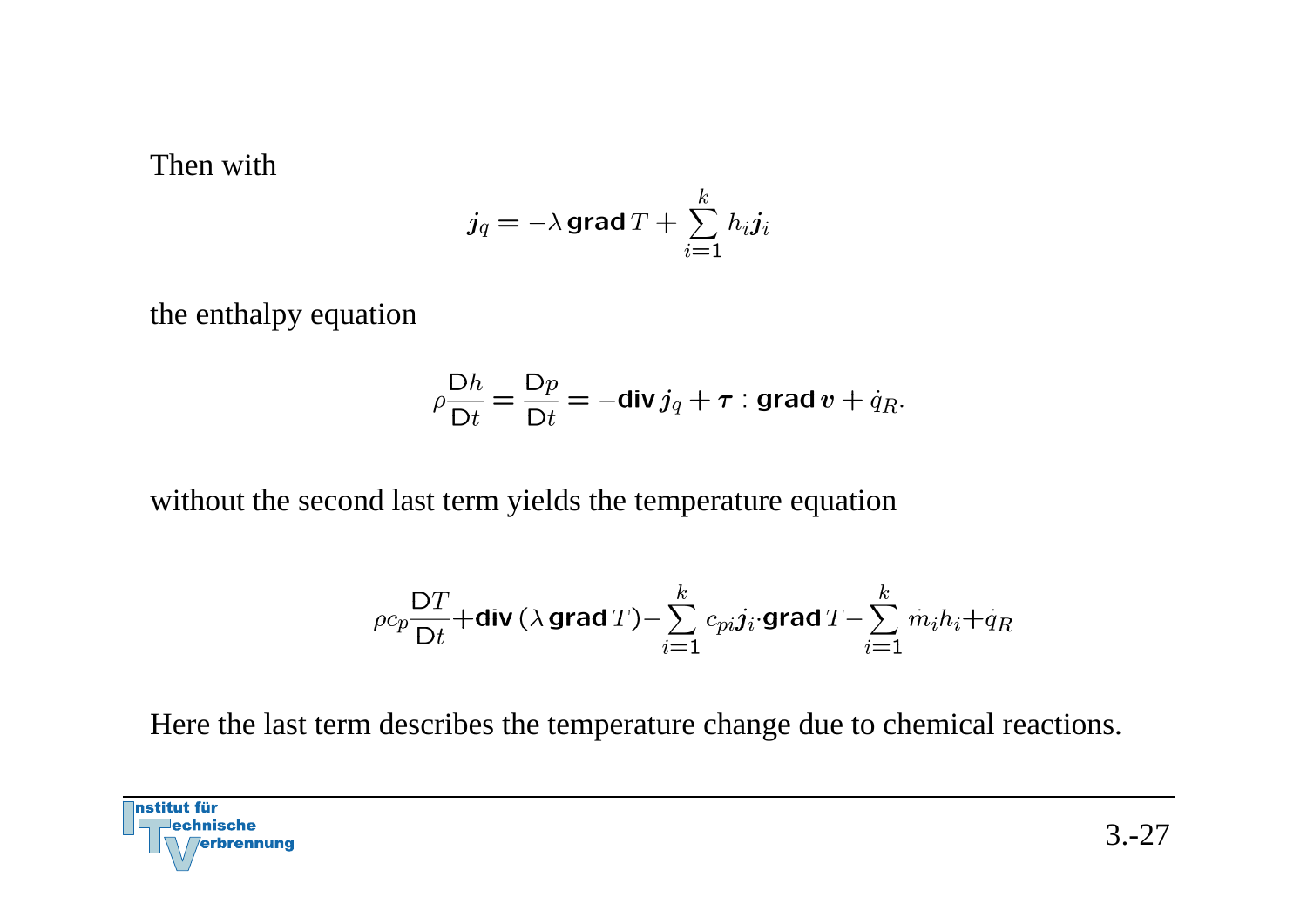Then with

$$
\boldsymbol{j}_q = -\lambda\,\mathbf{grad}\,T + \sum_{i=1}^{k} h_i \boldsymbol{j}_i
$$

the enthalpy equation

$$
\rho\frac{\mathrm{D}h}{\mathrm{D}t} = \frac{\mathrm{D}p}{\mathrm{D}t} = -\mathbf{div}\,\boldsymbol{j}_q + \boldsymbol{\tau} : \mathbf{grad}\,\boldsymbol{v} + \dot{q}_R.
$$

without the second last term yields the temperature equation

$$
\rho c_p \frac{\mathrm{D}T}{\mathrm{D}t} + \mathbf{div}\,(\lambda\,\mathbf{grad}\,T) - \sum_{i=1}^{k} c_{pi}\boldsymbol{j}_i \cdot \mathbf{grad}\,T - \sum_{i=1}^{k} \dot{m}_i h_i + \dot{q}_R
$$

Here the last term describes the temperature change due to chemical reactions.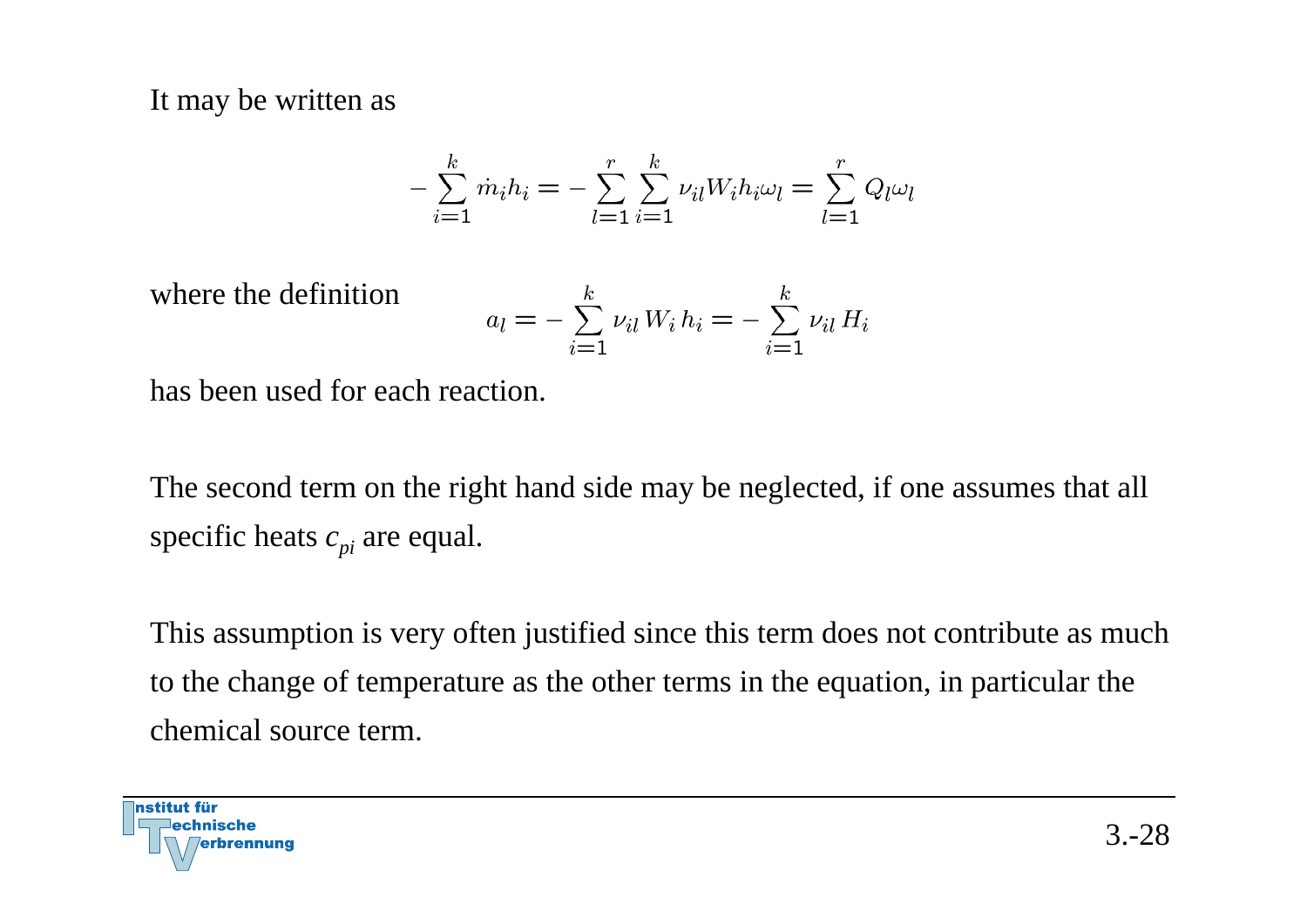It may be written as

$$-\sum_{i=1}^{k} \dot{m}_i h_i = -\sum_{l=1}^{r} \sum_{i=1}^{k} \nu_{il} W_i h_i \omega_l = \sum_{l=1}^{r} Q_l \omega_l$$

where the definition

$$a_l = -\sum_{i=1}^{k} \nu_{il} \, W_i \, h_i = -\sum_{i=1}^{k} \nu_{il} \, H_i$$

has been used for each reaction.

The second term on the right hand side may be neglected, if one assumes that all specific heats $c_{pi}$ are equal.

This assumption is very often justified since this term does not contribute as much to the change of temperature as the other terms in the equation, in particular the chemical source term.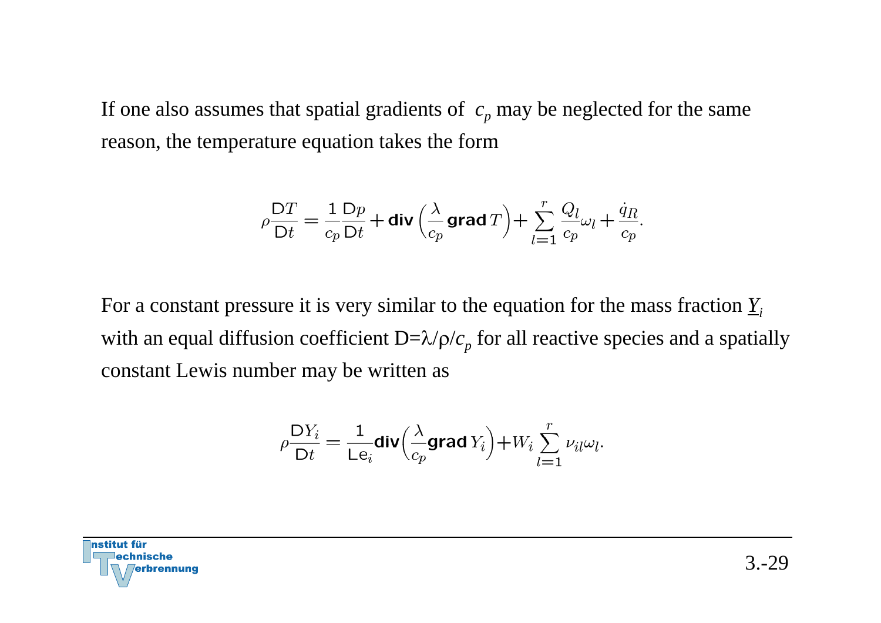If one also assumes that spatial gradients of $c_p$ may be neglected for the same reason, the temperature equation takes the form

$$\rho \frac{\mathsf{D}T}{\mathsf{D}t} = \frac{1}{c_p} \frac{\mathsf{D}p}{\mathsf{D}t} + \mathbf{div} \left( \frac{\lambda}{c_p} \mathbf{grad}\, T \right) + \sum_{l=1}^{r} \frac{Q_l}{c_p} \omega_l + \frac{\dot{q}_R}{c_p}.$$

For a constant pressure it is very similar to the equation for the mass fraction $\underline{Y}_i$ with an equal diffusion coefficient $D=\lambda/\rho/c_p$ for all reactive species and a spatially constant Lewis number may be written as

$$\rho \frac{\mathsf{D}Y_i}{\mathsf{D}t} = \frac{1}{\mathsf{Le}_i} \mathbf{div} \left( \frac{\lambda}{c_p} \mathbf{grad}\, Y_i \right) + W_i \sum_{l=1}^{r} \nu_{il} \omega_l.$$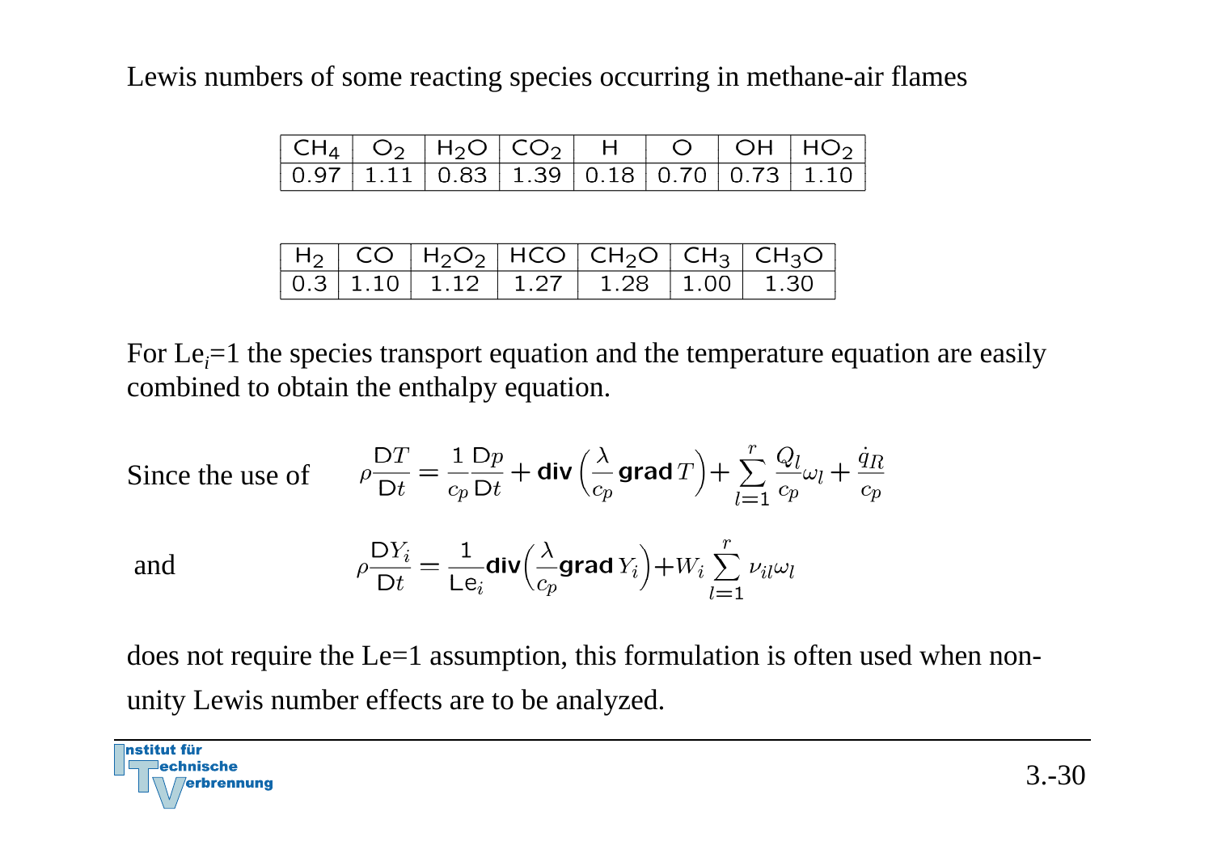Lewis numbers of some reacting species occurring in methane-air flames

| $CH_4$ | $O_2$ | $H_2O$ | $CO_2$ | H | O | OH | $HO_2$ |
|---|---|---|---|---|---|---|---|
| 0.97 | 1.11 | 0.83 | 1.39 | 0.18 | 0.70 | 0.73 | 1.10 |

| $H_2$ | CO | $H_2O_2$ | HCO | $CH_2O$ | $CH_3$ | $CH_3O$ |
|---|---|---|---|---|---|---|
| 0.3 | 1.10 | 1.12 | 1.27 | 1.28 | 1.00 | 1.30 |

For $Le_i$=1 the species transport equation and the temperature equation are easily combined to obtain the enthalpy equation.

Since the use of

$$\rho \frac{\mathrm{D}T}{\mathrm{D}t} = \frac{1}{c_p}\frac{\mathrm{D}p}{\mathrm{D}t} + \mathbf{div}\left(\frac{\lambda}{c_p}\mathbf{grad}\, T\right) + \sum_{l=1}^{r} \frac{Q_l}{c_p}\omega_l + \frac{\dot{q}_R}{c_p}$$

and

$$\rho \frac{\mathrm{D}Y_i}{\mathrm{D}t} = \frac{1}{\mathrm{Le}_i}\mathbf{div}\left(\frac{\lambda}{c_p}\mathbf{grad}\, Y_i\right) + W_i \sum_{l=1}^{r} \nu_{il}\omega_l$$

does not require the Le=1 assumption, this formulation is often used when non-unity Lewis number effects are to be analyzed.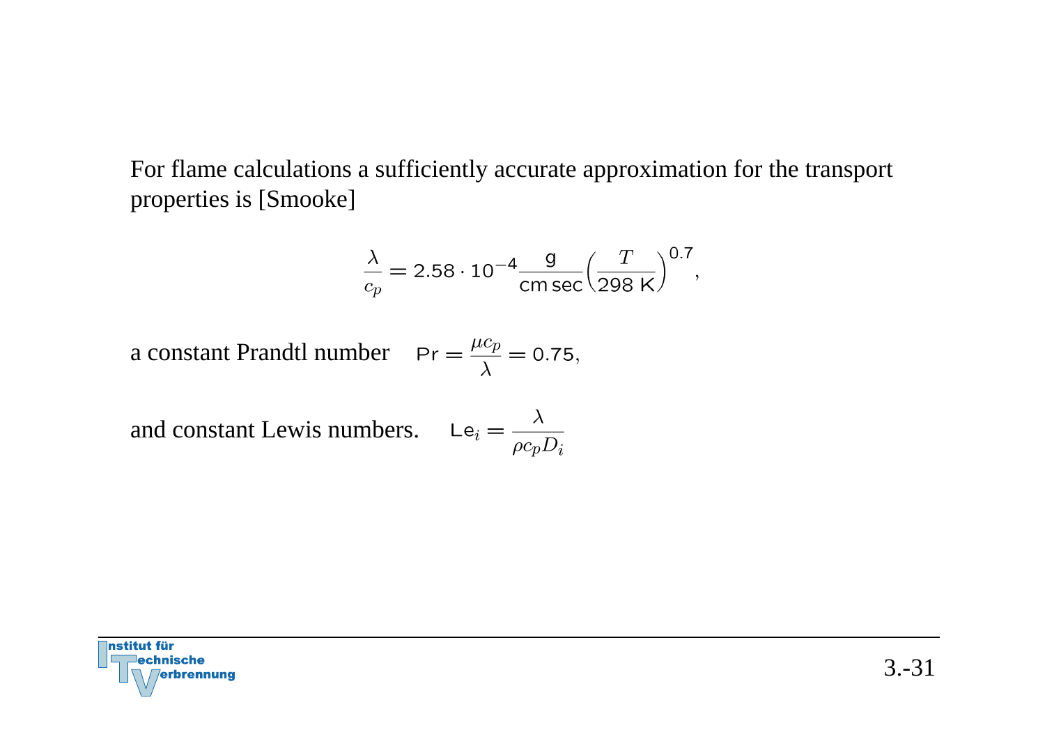For flame calculations a sufficiently accurate approximation for the transport properties is [Smooke]

$$\frac{\lambda}{c_p} = 2.58 \cdot 10^{-4} \frac{\mathrm{g}}{\mathrm{cm\,sec}} \left( \frac{T}{298\ \mathrm{K}} \right)^{0.7},$$

a constant Prandtl number $\mathrm{Pr} = \frac{\mu c_p}{\lambda} = 0.75,$

and constant Lewis numbers. $\mathrm{Le}_i = \frac{\lambda}{\rho c_p D_i}$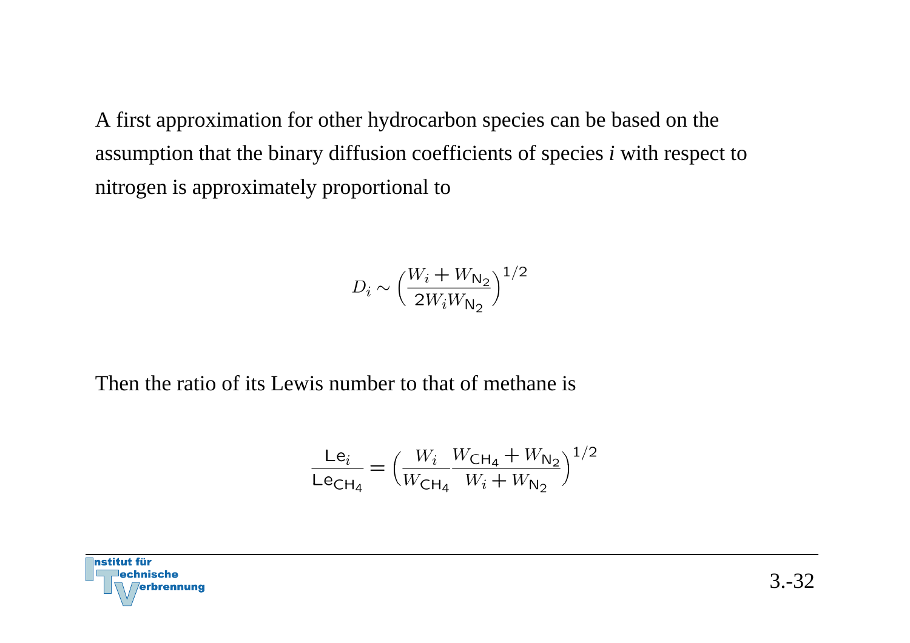A first approximation for other hydrocarbon species can be based on the assumption that the binary diffusion coefficients of species *i* with respect to nitrogen is approximately proportional to

$$D_i \sim \left(\frac{W_i + W_{\mathrm{N_2}}}{2 W_i W_{\mathrm{N_2}}}\right)^{1/2}$$

Then the ratio of its Lewis number to that of methane is

$$\frac{\mathrm{Le}_i}{\mathrm{Le}_{\mathrm{CH_4}}} = \left(\frac{W_i}{W_{\mathrm{CH_4}}} \frac{W_{\mathrm{CH_4}} + W_{\mathrm{N_2}}}{W_i + W_{\mathrm{N_2}}}\right)^{1/2}$$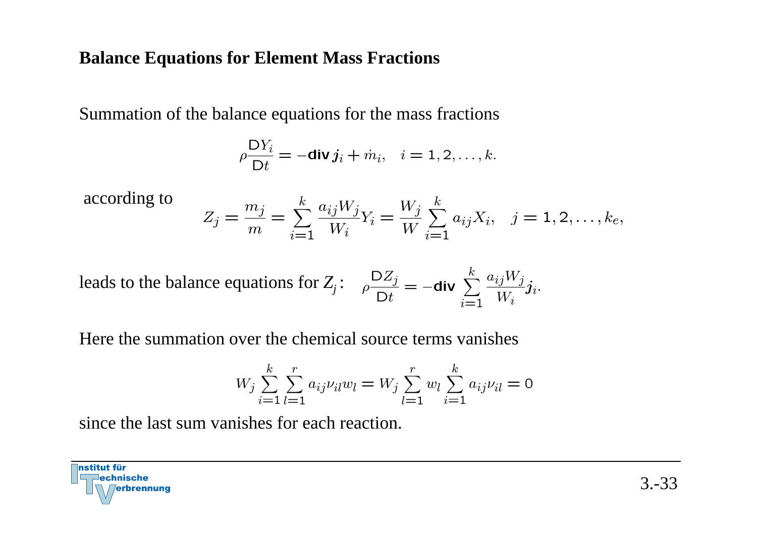## Balance Equations for Element Mass Fractions

Summation of the balance equations for the mass fractions

$$\rho \frac{\mathrm{D}Y_i}{\mathrm{D}t} = -\mathbf{div}\, \boldsymbol{j}_i + \dot{m}_i, \quad i = 1, 2, \ldots, k.$$

according to

$$Z_j = \frac{m_j}{m} = \sum_{i=1}^{k} \frac{a_{ij} W_j}{W_i} Y_i = \frac{W_j}{W} \sum_{i=1}^{k} a_{ij} X_i, \quad j = 1, 2, \ldots, k_e,$$

leads to the balance equations for $Z_j$:

$$\rho \frac{\mathrm{D}Z_j}{\mathrm{D}t} = -\mathbf{div} \sum_{i=1}^{k} \frac{a_{ij} W_j}{W_i} \boldsymbol{j}_i.$$

Here the summation over the chemical source terms vanishes

$$W_j \sum_{i=1}^{k} \sum_{l=1}^{r} a_{ij} \nu_{il} w_l = W_j \sum_{l=1}^{r} w_l \sum_{i=1}^{k} a_{ij} \nu_{il} = 0$$

since the last sum vanishes for each reaction.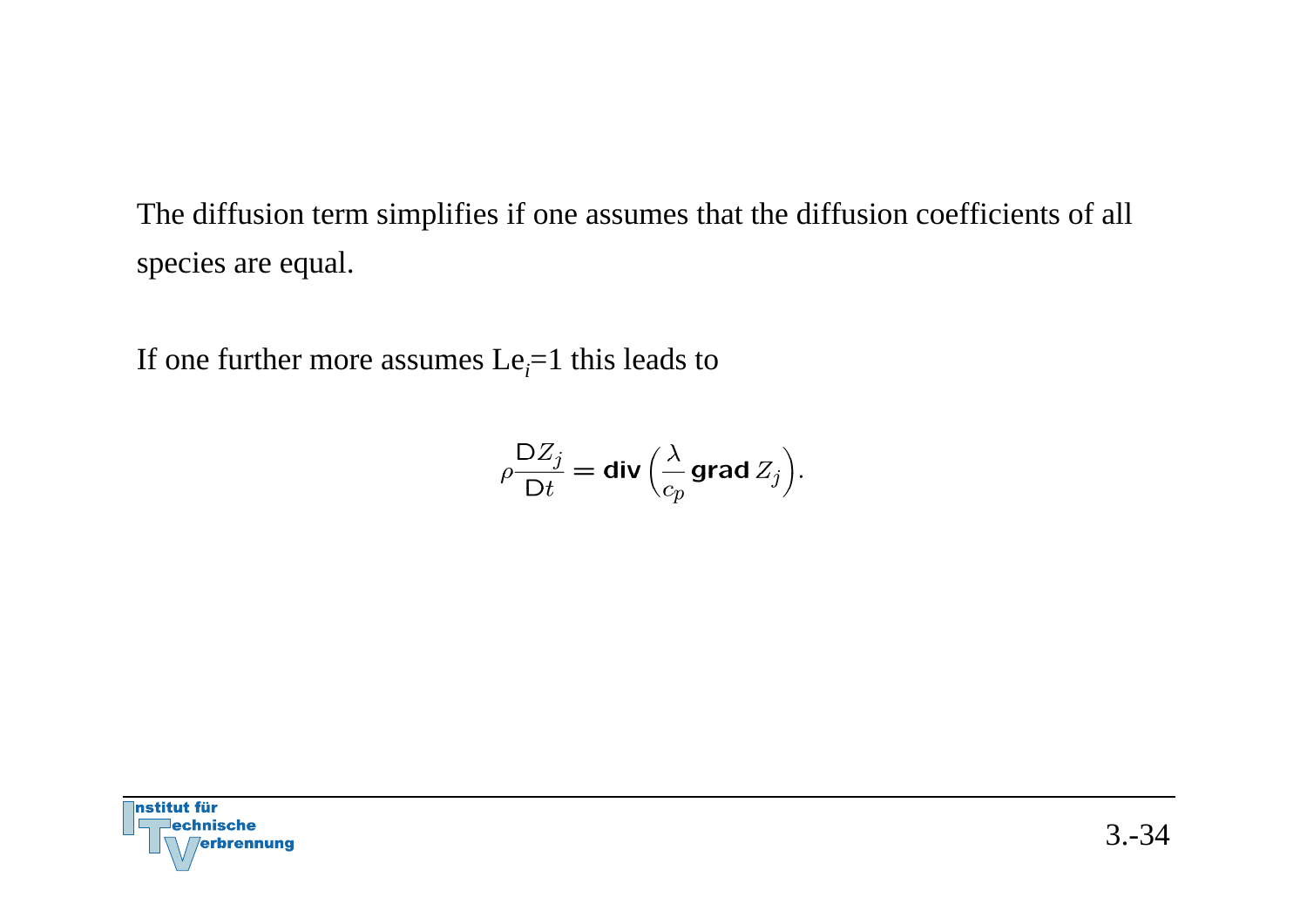The diffusion term simplifies if one assumes that the diffusion coefficients of all species are equal.

If one further more assumes $\mathrm{Le}_i$=1 this leads to

$$\rho \frac{\mathsf{D} Z_j}{\mathsf{D} t} = \mathbf{div} \left( \frac{\lambda}{c_p} \, \mathbf{grad} \, Z_j \right).$$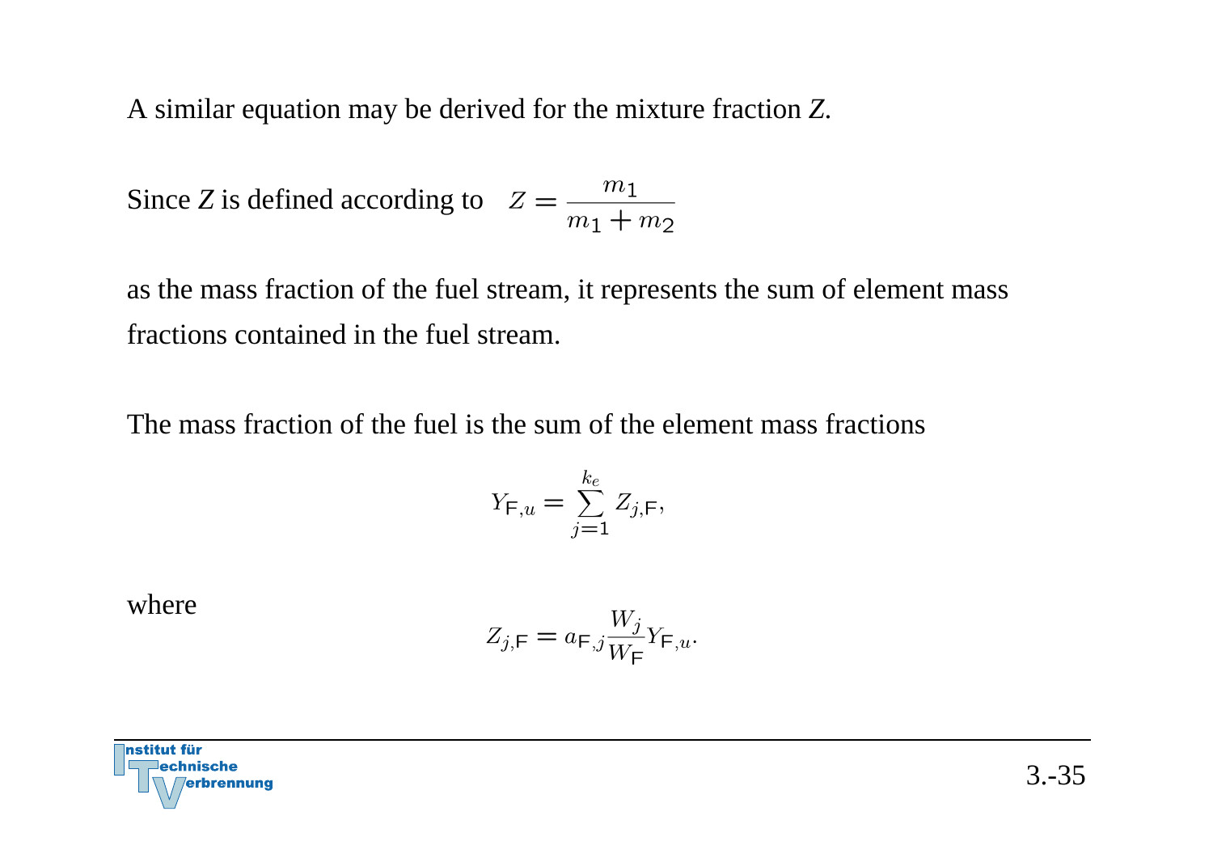A similar equation may be derived for the mixture fraction $Z$.

Since $Z$ is defined according to $Z = \dfrac{m_1}{m_1 + m_2}$

as the mass fraction of the fuel stream, it represents the sum of element mass fractions contained in the fuel stream.

The mass fraction of the fuel is the sum of the element mass fractions

$$Y_{\mathsf{F},u} = \sum_{j=1}^{k_e} Z_{j,\mathsf{F}},$$

where

$$Z_{j,\mathsf{F}} = a_{\mathsf{F},j} \frac{W_j}{W_\mathsf{F}} Y_{\mathsf{F},u}.$$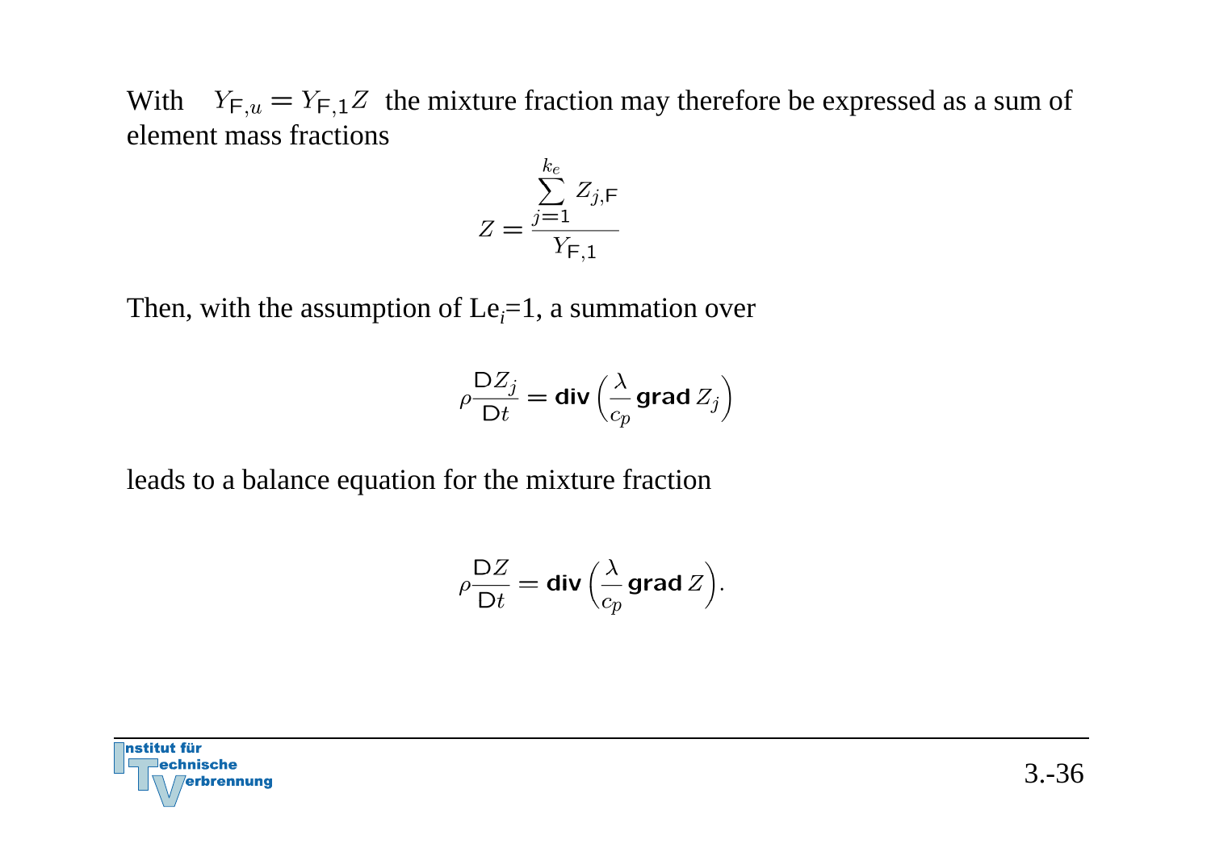With $Y_{\mathsf{F},u} = Y_{\mathsf{F},1} Z$ the mixture fraction may therefore be expressed as a sum of element mass fractions

$$Z = \frac{\sum\limits_{j=1}^{k_e} Z_{j,\mathsf{F}}}{Y_{\mathsf{F},1}}$$

Then, with the assumption of $\mathrm{Le}_i$=1, a summation over

$$\rho \frac{\mathsf{D} Z_j}{\mathsf{D} t} = \mathbf{div} \left( \frac{\lambda}{c_p} \mathbf{grad}\, Z_j \right)$$

leads to a balance equation for the mixture fraction

$$\rho \frac{\mathsf{D} Z}{\mathsf{D} t} = \mathbf{div} \left( \frac{\lambda}{c_p} \mathbf{grad}\, Z \right).$$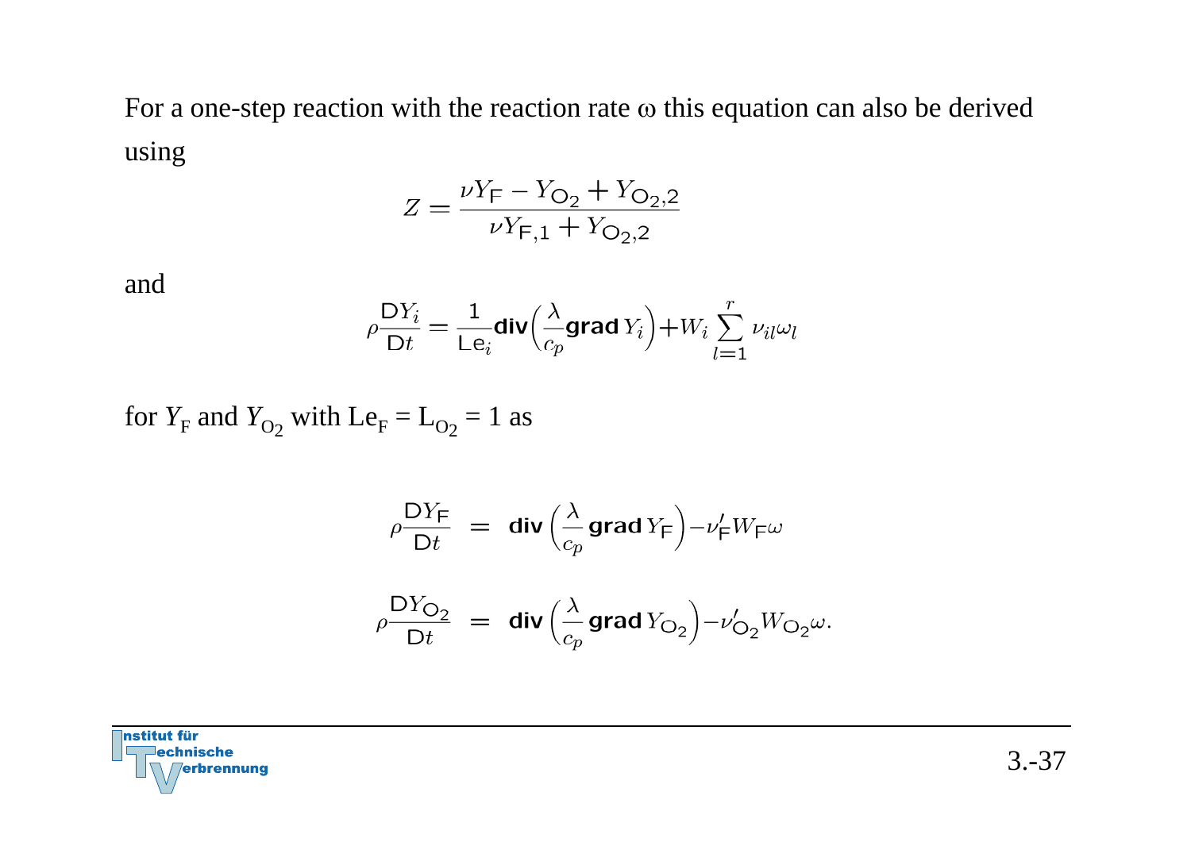For a one-step reaction with the reaction rate $\omega$ this equation can also be derived using

$$Z = \frac{\nu Y_{\mathsf{F}} - Y_{\mathsf{O}_2} + Y_{\mathsf{O}_2,2}}{\nu Y_{\mathsf{F},1} + Y_{\mathsf{O}_2,2}}$$

and

$$\rho \frac{\mathsf{D}Y_i}{\mathsf{D}t} = \frac{1}{\mathsf{Le}_i} \mathbf{div}\left(\frac{\lambda}{c_p} \mathbf{grad}\, Y_i\right) + W_i \sum_{l=1}^{r} \nu_{il} \omega_l$$

for $Y_{\mathrm{F}}$ and $Y_{\mathrm{O}_2}$ with $\mathrm{Le}_{\mathrm{F}} = \mathrm{L}_{\mathrm{O}_2} = 1$ as

$$\rho \frac{\mathsf{D}Y_{\mathsf{F}}}{\mathsf{D}t} = \mathbf{div}\left(\frac{\lambda}{c_p} \mathbf{grad}\, Y_{\mathsf{F}}\right) - \nu'_{\mathsf{F}} W_{\mathsf{F}} \omega$$

$$\rho \frac{\mathsf{D}Y_{\mathsf{O}_2}}{\mathsf{D}t} = \mathbf{div}\left(\frac{\lambda}{c_p} \mathbf{grad}\, Y_{\mathsf{O}_2}\right) - \nu'_{\mathsf{O}_2} W_{\mathsf{O}_2} \omega.$$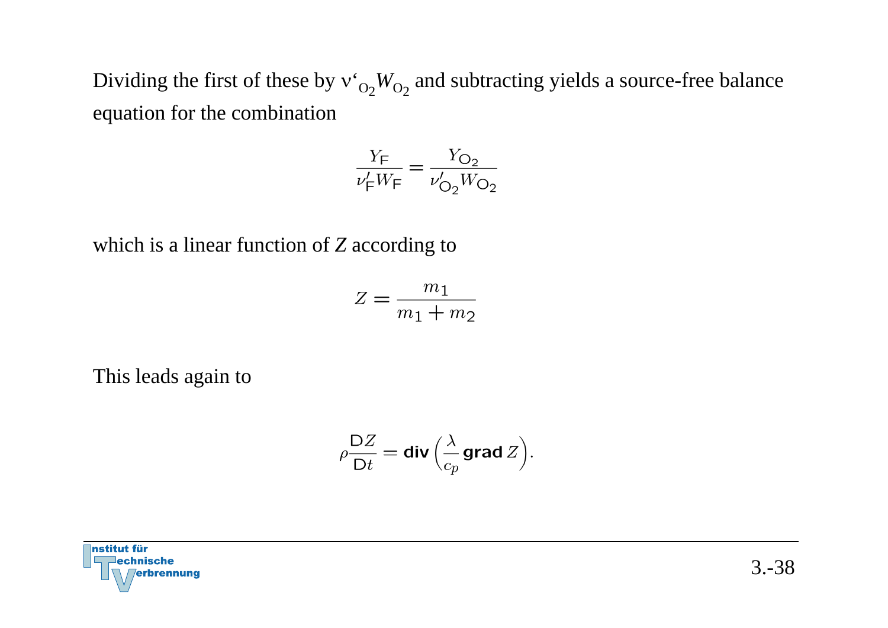Dividing the first of these by $\nu'_{O_2} W_{O_2}$ and subtracting yields a source-free balance equation for the combination

$$\frac{Y_\mathsf{F}}{\nu'_\mathsf{F} W_\mathsf{F}} = \frac{Y_{\mathsf{O}_2}}{\nu'_{\mathsf{O}_2} W_{\mathsf{O}_2}}$$

which is a linear function of $Z$ according to

$$Z = \frac{m_1}{m_1 + m_2}$$

This leads again to

$$\rho \frac{\mathsf{D}Z}{\mathsf{D}t} = \mathbf{div}\left(\frac{\lambda}{c_p}\,\mathbf{grad}\,Z\right).$$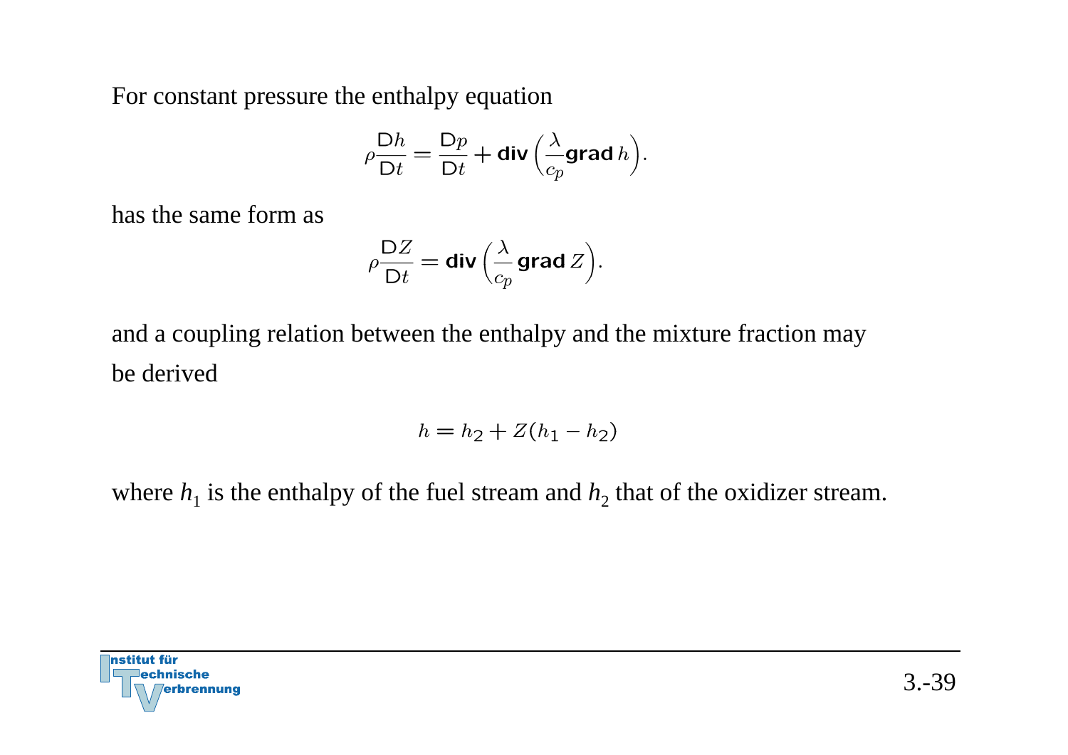For constant pressure the enthalpy equation

$$\rho \frac{\mathsf{D}h}{\mathsf{D}t} = \frac{\mathsf{D}p}{\mathsf{D}t} + \mathbf{div}\left(\frac{\lambda}{c_p}\mathbf{grad}\, h\right).$$

has the same form as

$$\rho \frac{\mathsf{D}Z}{\mathsf{D}t} = \mathbf{div}\left(\frac{\lambda}{c_p}\,\mathbf{grad}\, Z\right).$$

and a coupling relation between the enthalpy and the mixture fraction may be derived

$$h = h_2 + Z(h_1 - h_2)$$

where $h_1$ is the enthalpy of the fuel stream and $h_2$ that of the oxidizer stream.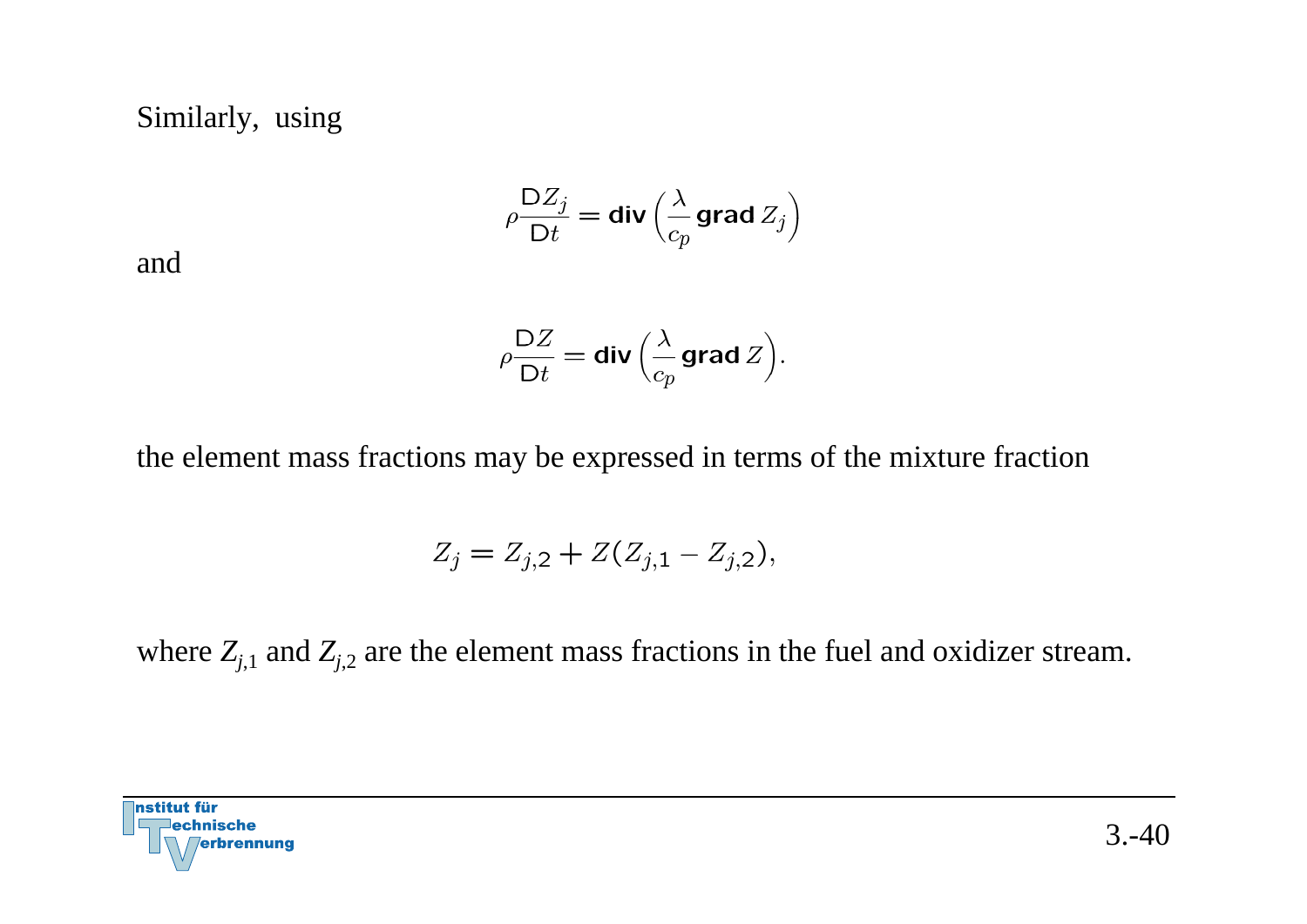Similarly, using

$$\rho \frac{\mathsf{D} Z_j}{\mathsf{D} t} = \mathbf{div} \left( \frac{\lambda}{c_p} \mathbf{grad} \, Z_j \right)$$

and

$$\rho \frac{\mathsf{D} Z}{\mathsf{D} t} = \mathbf{div} \left( \frac{\lambda}{c_p} \mathbf{grad} \, Z \right).$$

the element mass fractions may be expressed in terms of the mixture fraction

$$Z_j = Z_{j,2} + Z(Z_{j,1} - Z_{j,2}),$$

where $Z_{j,1}$ and $Z_{j,2}$ are the element mass fractions in the fuel and oxidizer stream.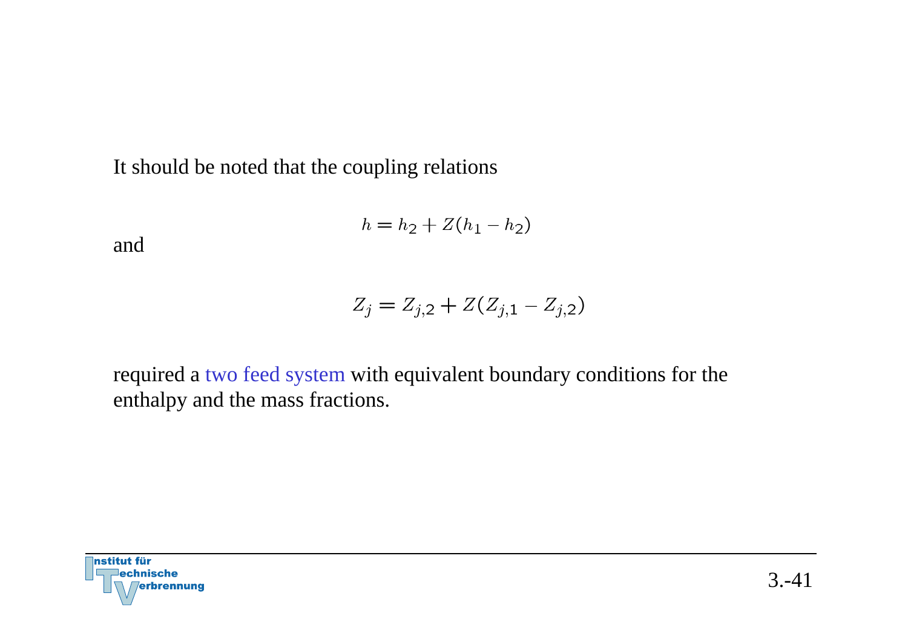It should be noted that the coupling relations

$$h = h_2 + Z(h_1 - h_2)$$

and

$$Z_j = Z_{j,2} + Z(Z_{j,1} - Z_{j,2})$$

required a two feed system with equivalent boundary conditions for the enthalpy and the mass fractions.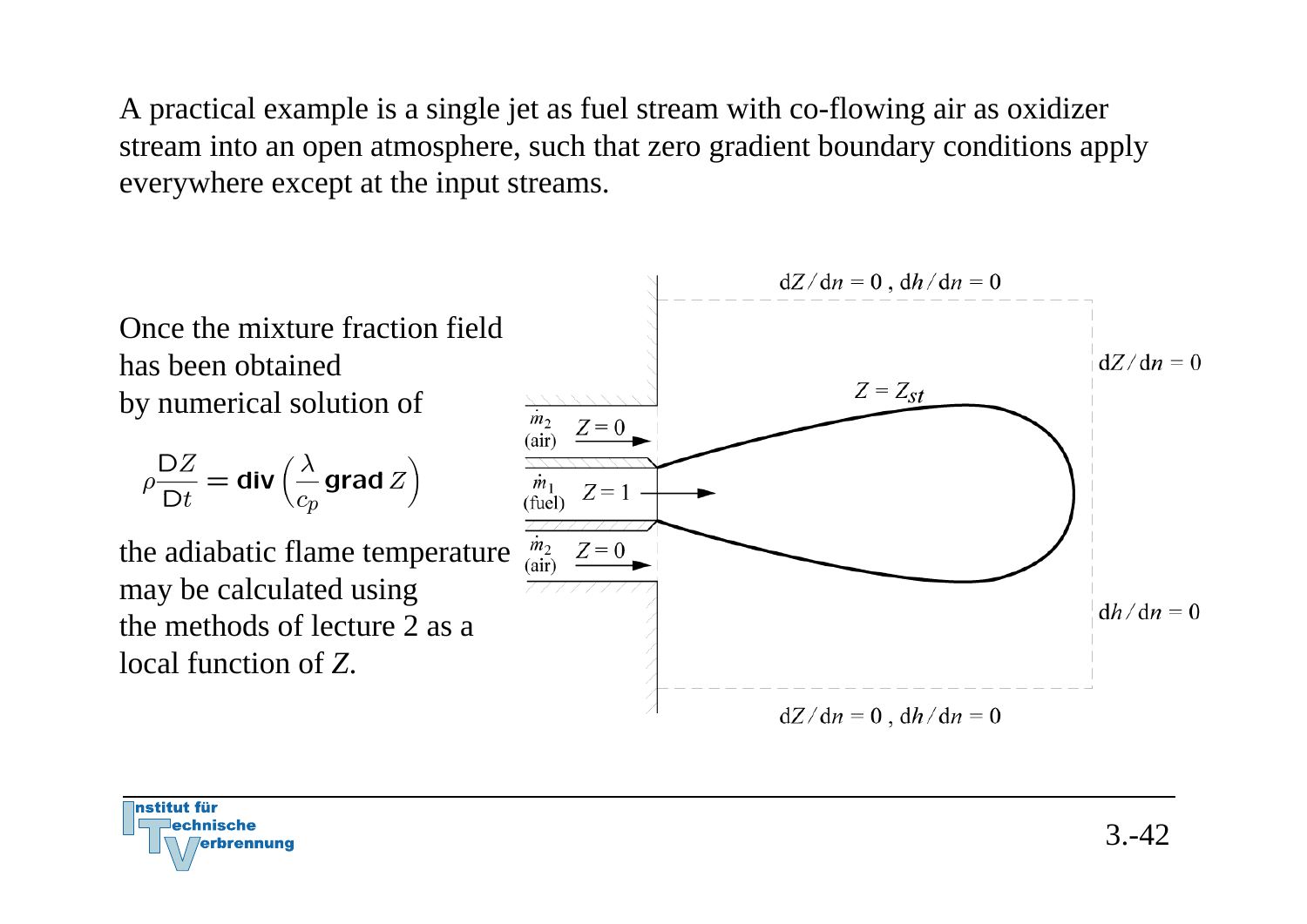A practical example is a single jet as fuel stream with co-flowing air as oxidizer stream into an open atmosphere, such that zero gradient boundary conditions apply everywhere except at the input streams.

Once the mixture fraction field has been obtained by numerical solution of

$$\rho \frac{\mathsf{D}Z}{\mathsf{D}t} = \mathbf{div}\left(\frac{\lambda}{c_p}\,\mathbf{grad}\,Z\right)$$

the adiabatic flame temperature may be calculated using the methods of lecture 2 as a local function of *Z*.

$\mathrm{d}Z/\mathrm{d}n = 0$ , $\mathrm{d}h/\mathrm{d}n = 0$

$\mathrm{d}Z/\mathrm{d}n = 0$

$Z = Z_{st}$

$\dot{m}_2$ (air) $Z = 0$

$\dot{m}_1$ (fuel) $Z = 1$

$\dot{m}_2$ (air) $Z = 0$

$\mathrm{d}h/\mathrm{d}n = 0$

$\mathrm{d}Z/\mathrm{d}n = 0$ , $\mathrm{d}h/\mathrm{d}n = 0$